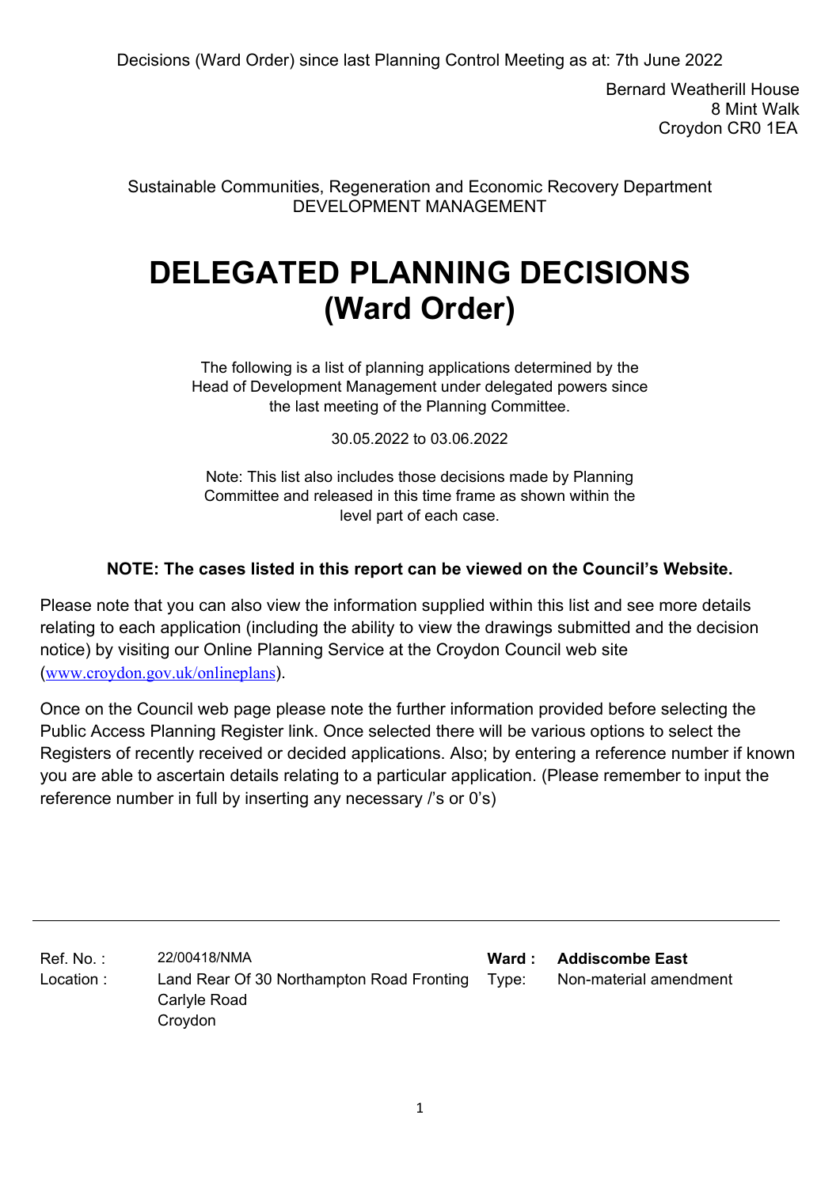Decisions (Ward Order) since last Planning Control Meeting as at: 7th June 2022

Bernard Weatherill House
8 Mint Walk
Croydon CR0 1EA

Sustainable Communities, Regeneration and Economic Recovery Department
DEVELOPMENT MANAGEMENT

# DELEGATED PLANNING DECISIONS (Ward Order)

The following is a list of planning applications determined by the Head of Development Management under delegated powers since the last meeting of the Planning Committee.

30.05.2022 to 03.06.2022

Note: This list also includes those decisions made by Planning Committee and released in this time frame as shown within the level part of each case.

**NOTE: The cases listed in this report can be viewed on the Council's Website.**

Please note that you can also view the information supplied within this list and see more details relating to each application (including the ability to view the drawings submitted and the decision notice) by visiting our Online Planning Service at the Croydon Council web site (www.croydon.gov.uk/onlineplans).

Once on the Council web page please note the further information provided before selecting the Public Access Planning Register link. Once selected there will be various options to select the Registers of recently received or decided applications. Also; by entering a reference number if known you are able to ascertain details relating to a particular application. (Please remember to input the reference number in full by inserting any necessary /'s or 0's)

---

| | | | |
|---|---|---|---|
| Ref. No. : | 22/00418/NMA | **Ward :** | **Addiscombe East** |
| Location : | Land Rear Of 30 Northampton Road Fronting Carlyle Road Croydon | Type: | Non-material amendment |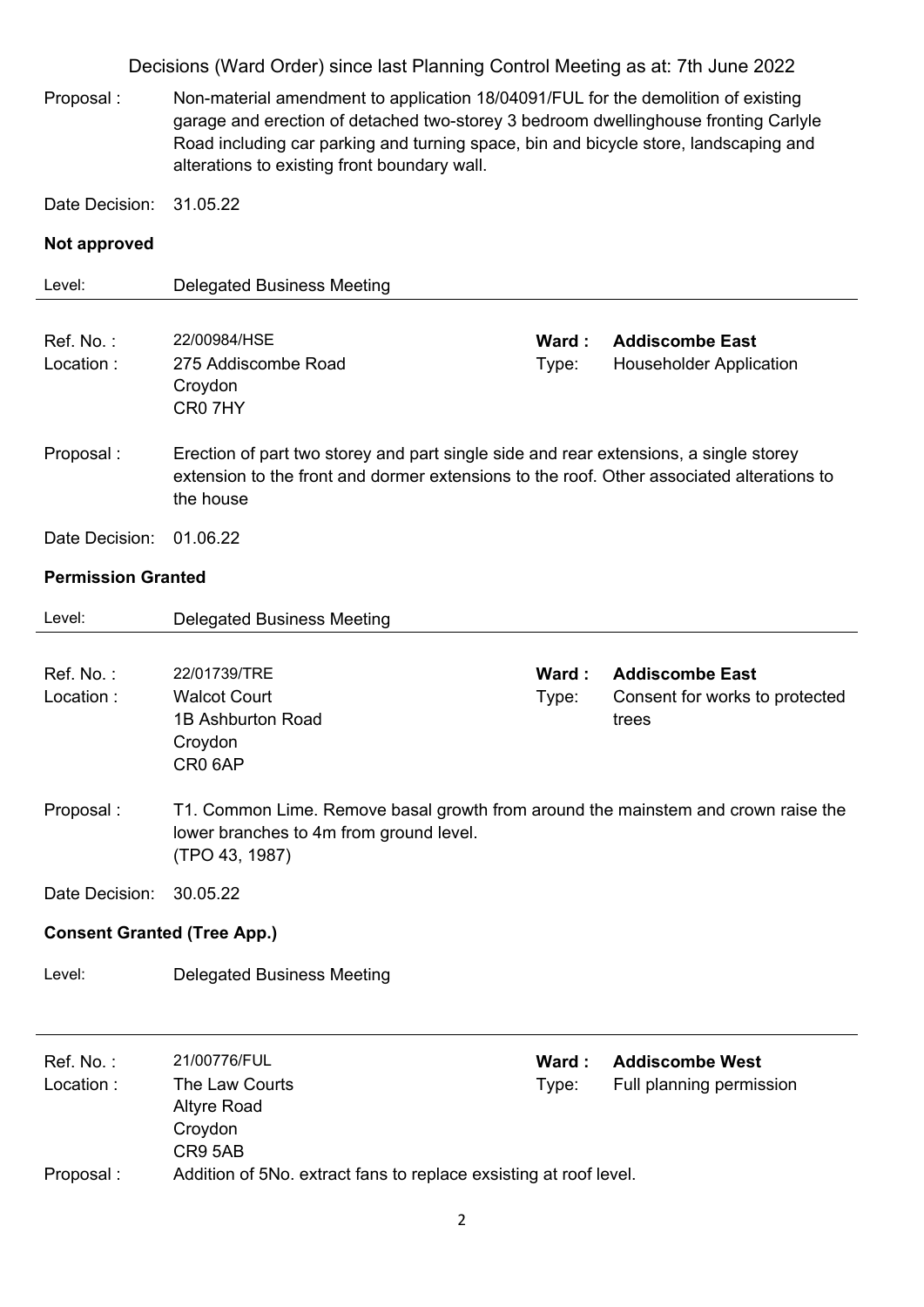Decisions (Ward Order) since last Planning Control Meeting as at: 7th June 2022

Proposal : Non-material amendment to application 18/04091/FUL for the demolition of existing garage and erection of detached two-storey 3 bedroom dwellinghouse fronting Carlyle Road including car parking and turning space, bin and bicycle store, landscaping and alterations to existing front boundary wall.

Date Decision: 31.05.22

**Not approved**

Level: Delegated Business Meeting

---

Ref. No. : 22/00984/HSE
**Ward : Addiscombe East**
Location : 275 Addiscombe Road
Croydon
CR0 7HY
Type: Householder Application

Proposal : Erection of part two storey and part single side and rear extensions, a single storey extension to the front and dormer extensions to the roof. Other associated alterations to the house

Date Decision: 01.06.22

**Permission Granted**

Level: Delegated Business Meeting

---

Ref. No. : 22/01739/TRE
**Ward : Addiscombe East**
Location : Walcot Court
1B Ashburton Road
Croydon
CR0 6AP
Type: Consent for works to protected trees

Proposal : T1. Common Lime. Remove basal growth from around the mainstem and crown raise the lower branches to 4m from ground level.
(TPO 43, 1987)

Date Decision: 30.05.22

**Consent Granted (Tree App.)**

Level: Delegated Business Meeting

---

Ref. No. : 21/00776/FUL
**Ward : Addiscombe West**
Location : The Law Courts
Altyre Road
Croydon
CR9 5AB
Type: Full planning permission

Proposal : Addition of 5No. extract fans to replace exsisting at roof level.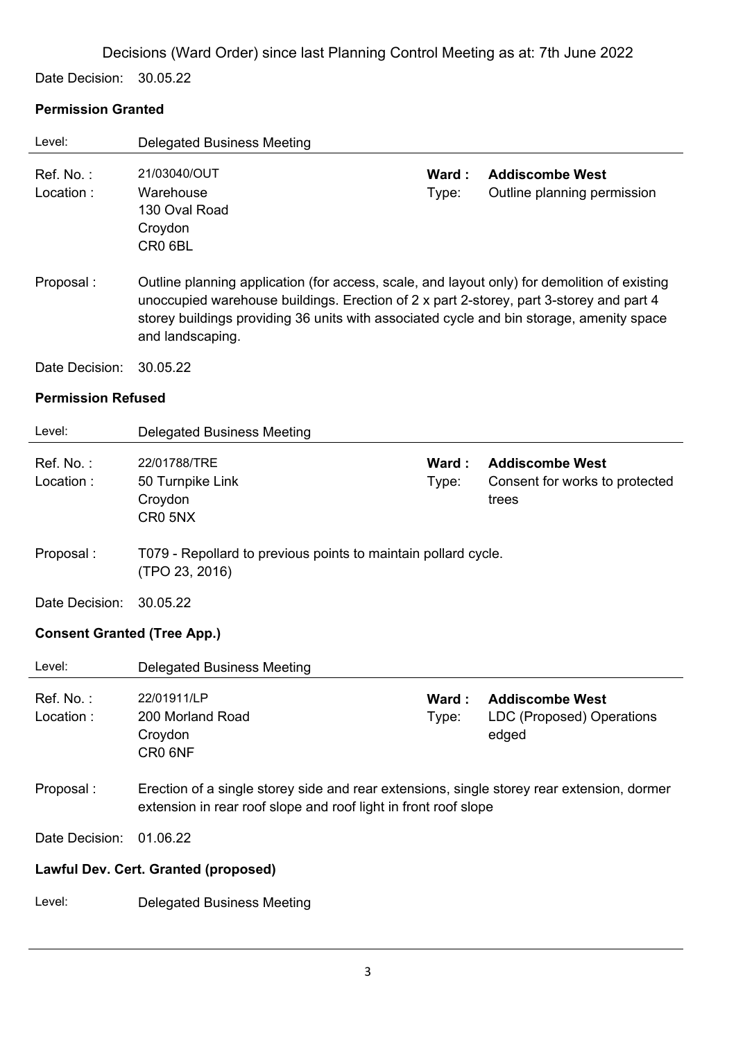Decisions (Ward Order) since last Planning Control Meeting as at: 7th June 2022

Date Decision: 30.05.22

**Permission Granted**

Level: Delegated Business Meeting

Ref. No. : 21/03040/OUT
Location : Warehouse
130 Oval Road
Croydon
CR0 6BL

**Ward : Addiscombe West**
Type: Outline planning permission

Proposal : Outline planning application (for access, scale, and layout only) for demolition of existing unoccupied warehouse buildings. Erection of 2 x part 2-storey, part 3-storey and part 4 storey buildings providing 36 units with associated cycle and bin storage, amenity space and landscaping.

Date Decision: 30.05.22

**Permission Refused**

Level: Delegated Business Meeting

Ref. No. : 22/01788/TRE
Location : 50 Turnpike Link
Croydon
CR0 5NX

**Ward : Addiscombe West**
Type: Consent for works to protected trees

Proposal : T079 - Repollard to previous points to maintain pollard cycle.
(TPO 23, 2016)

Date Decision: 30.05.22

**Consent Granted (Tree App.)**

Level: Delegated Business Meeting

Ref. No. : 22/01911/LP
Location : 200 Morland Road
Croydon
CR0 6NF

**Ward : Addiscombe West**
Type: LDC (Proposed) Operations edged

Proposal : Erection of a single storey side and rear extensions, single storey rear extension, dormer extension in rear roof slope and roof light in front roof slope

Date Decision: 01.06.22

**Lawful Dev. Cert. Granted (proposed)**

Level: Delegated Business Meeting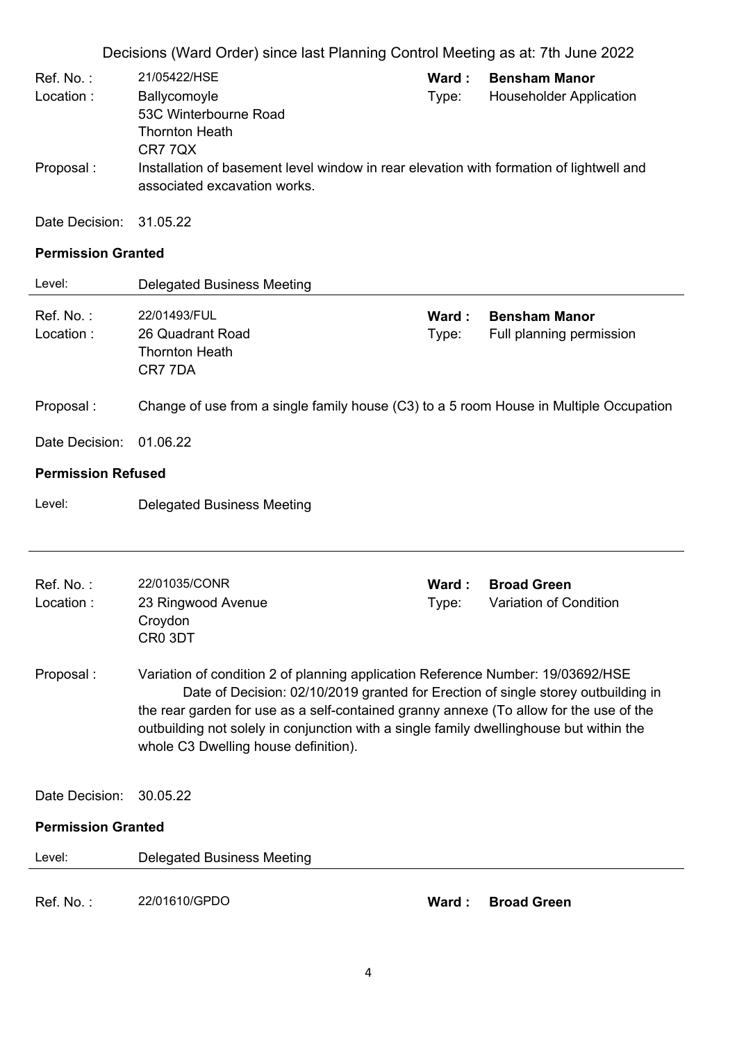Decisions (Ward Order) since last Planning Control Meeting as at: 7th June 2022

| | | | |
|---|---|---|---|
| Ref. No. : | 21/05422/HSE | **Ward :** | **Bensham Manor** |
| Location : | Ballycomoyle<br>53C Winterbourne Road<br>Thornton Heath<br>CR7 7QX | Type: | Householder Application |
| Proposal : | Installation of basement level window in rear elevation with formation of lightwell and associated excavation works. | | |
| Date Decision: | 31.05.22 | | |

**Permission Granted**

Level: Delegated Business Meeting

---

| | | | |
|---|---|---|---|
| Ref. No. : | 22/01493/FUL | **Ward :** | **Bensham Manor** |
| Location : | 26 Quadrant Road<br>Thornton Heath<br>CR7 7DA | Type: | Full planning permission |
| Proposal : | Change of use from a single family house (C3) to a 5 room House in Multiple Occupation | | |
| Date Decision: | 01.06.22 | | |

**Permission Refused**

Level: Delegated Business Meeting

---

| | | | |
|---|---|---|---|
| Ref. No. : | 22/01035/CONR | **Ward :** | **Broad Green** |
| Location : | 23 Ringwood Avenue<br>Croydon<br>CR0 3DT | Type: | Variation of Condition |
| Proposal : | Variation of condition 2 of planning application Reference Number: 19/03692/HSE Date of Decision: 02/10/2019 granted for Erection of single storey outbuilding in the rear garden for use as a self-contained granny annexe (To allow for the use of the outbuilding not solely in conjunction with a single family dwellinghouse but within the whole C3 Dwelling house definition). | | |
| Date Decision: | 30.05.22 | | |

**Permission Granted**

Level: Delegated Business Meeting

---

| | | | |
|---|---|---|---|
| Ref. No. : | 22/01610/GPDO | **Ward :** | **Broad Green** |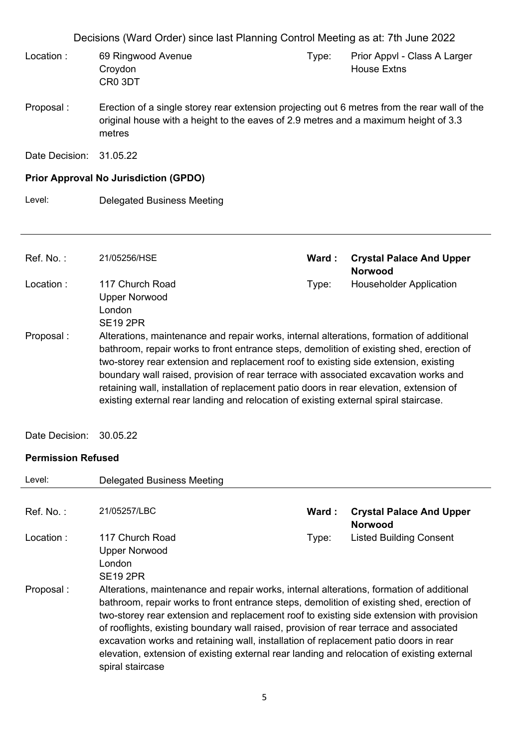Decisions (Ward Order) since last Planning Control Meeting as at: 7th June 2022

Location : 69 Ringwood Avenue
Croydon
CR0 3DT

Type: Prior Appvl - Class A Larger House Extns

Proposal : Erection of a single storey rear extension projecting out 6 metres from the rear wall of the original house with a height to the eaves of 2.9 metres and a maximum height of 3.3 metres

Date Decision: 31.05.22

**Prior Approval No Jurisdiction (GPDO)**

Level: Delegated Business Meeting

---

Ref. No. : 21/05256/HSE

**Ward : Crystal Palace And Upper Norwood**

Location : 117 Church Road
Upper Norwood
London
SE19 2PR

Type: Householder Application

Proposal : Alterations, maintenance and repair works, internal alterations, formation of additional bathroom, repair works to front entrance steps, demolition of existing shed, erection of two-storey rear extension and replacement roof to existing side extension, existing boundary wall raised, provision of rear terrace with associated excavation works and retaining wall, installation of replacement patio doors in rear elevation, extension of existing external rear landing and relocation of existing external spiral staircase.

Date Decision: 30.05.22

**Permission Refused**

Level: Delegated Business Meeting

---

Ref. No. : 21/05257/LBC

**Ward : Crystal Palace And Upper Norwood**

Location : 117 Church Road
Upper Norwood
London
SE19 2PR

Type: Listed Building Consent

Proposal : Alterations, maintenance and repair works, internal alterations, formation of additional bathroom, repair works to front entrance steps, demolition of existing shed, erection of two-storey rear extension and replacement roof to existing side extension with provision of rooflights, existing boundary wall raised, provision of rear terrace and associated excavation works and retaining wall, installation of replacement patio doors in rear elevation, extension of existing external rear landing and relocation of existing external spiral staircase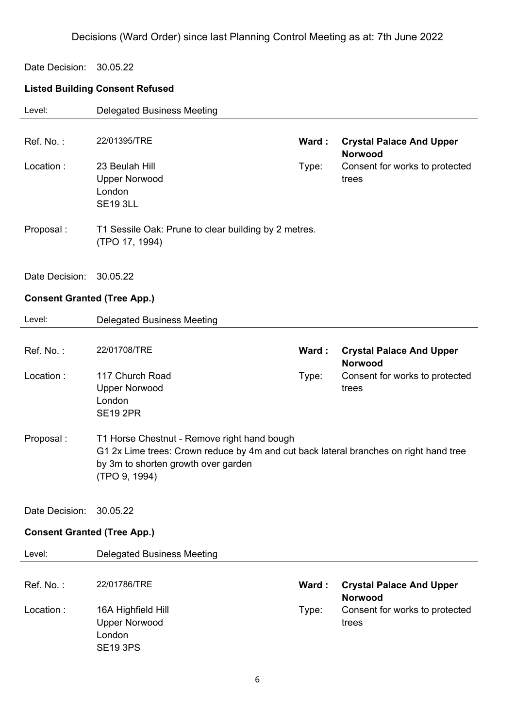Decisions (Ward Order) since last Planning Control Meeting as at: 7th June 2022

Date Decision: 30.05.22

**Listed Building Consent Refused**

Level: Delegated Business Meeting

| | | | |
|---|---|---|---|
| Ref. No. : | 22/01395/TRE | **Ward :** | **Crystal Palace And Upper Norwood** |
| Location : | 23 Beulah Hill<br>Upper Norwood<br>London<br>SE19 3LL | Type: | Consent for works to protected trees |
| Proposal : | T1 Sessile Oak: Prune to clear building by 2 metres.<br>(TPO 17, 1994) | | |

Date Decision: 30.05.22

**Consent Granted (Tree App.)**

Level: Delegated Business Meeting

| | | | |
|---|---|---|---|
| Ref. No. : | 22/01708/TRE | **Ward :** | **Crystal Palace And Upper Norwood** |
| Location : | 117 Church Road<br>Upper Norwood<br>London<br>SE19 2PR | Type: | Consent for works to protected trees |
| Proposal : | T1 Horse Chestnut - Remove right hand bough<br>G1 2x Lime trees: Crown reduce by 4m and cut back lateral branches on right hand tree by 3m to shorten growth over garden<br>(TPO 9, 1994) | | |

Date Decision: 30.05.22

**Consent Granted (Tree App.)**

Level: Delegated Business Meeting

| | | | |
|---|---|---|---|
| Ref. No. : | 22/01786/TRE | **Ward :** | **Crystal Palace And Upper Norwood** |
| Location : | 16A Highfield Hill<br>Upper Norwood<br>London<br>SE19 3PS | Type: | Consent for works to protected trees |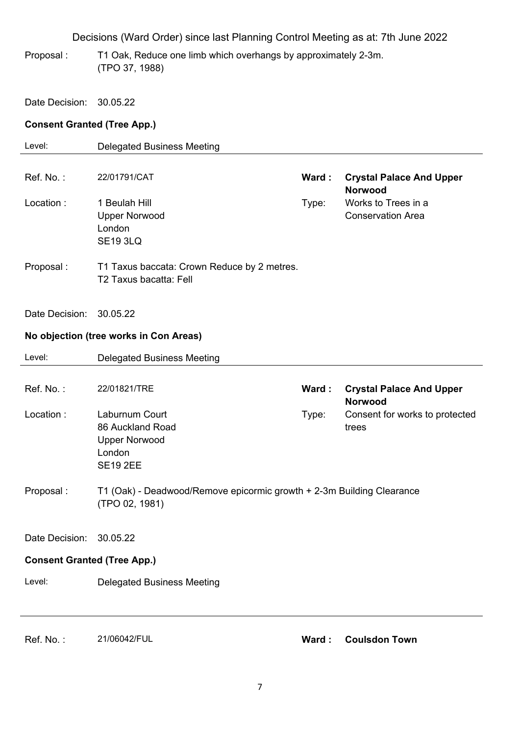Proposal : T1 Oak, Reduce one limb which overhangs by approximately 2-3m. (TPO 37, 1988)

Date Decision: 30.05.22

**Consent Granted (Tree App.)**

Level: Delegated Business Meeting

---

Ref. No. : 22/01791/CAT
**Ward : Crystal Palace And Upper Norwood**

Location : 1 Beulah Hill, Upper Norwood, London, SE19 3LQ
Type: Works to Trees in a Conservation Area

Proposal : T1 Taxus baccata: Crown Reduce by 2 metres.
T2 Taxus bacatta: Fell

Date Decision: 30.05.22

**No objection (tree works in Con Areas)**

Level: Delegated Business Meeting

---

Ref. No. : 22/01821/TRE
**Ward : Crystal Palace And Upper Norwood**

Location : Laburnum Court, 86 Auckland Road, Upper Norwood, London, SE19 2EE
Type: Consent for works to protected trees

Proposal : T1 (Oak) - Deadwood/Remove epicormic growth + 2-3m Building Clearance (TPO 02, 1981)

Date Decision: 30.05.22

**Consent Granted (Tree App.)**

Level: Delegated Business Meeting

---

Ref. No. : 21/06042/FUL
**Ward : Coulsdon Town**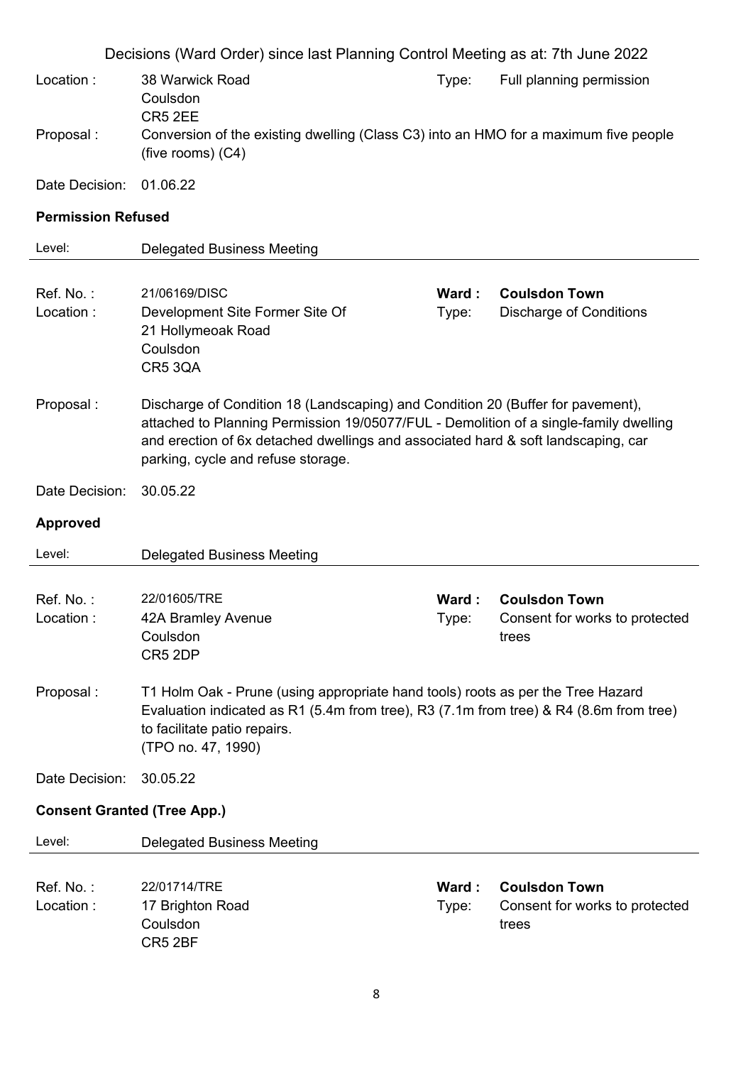Decisions (Ward Order) since last Planning Control Meeting as at: 7th June 2022

Location : 38 Warwick Road
Coulsdon
CR5 2EE
Type: Full planning permission

Proposal : Conversion of the existing dwelling (Class C3) into an HMO for a maximum five people (five rooms) (C4)

Date Decision: 01.06.22

**Permission Refused**

Level: Delegated Business Meeting

---

Ref. No. : 21/06169/DISC
**Ward : Coulsdon Town**
Location : Development Site Former Site Of
21 Hollymeoak Road
Coulsdon
CR5 3QA
Type: Discharge of Conditions

Proposal : Discharge of Condition 18 (Landscaping) and Condition 20 (Buffer for pavement), attached to Planning Permission 19/05077/FUL - Demolition of a single-family dwelling and erection of 6x detached dwellings and associated hard & soft landscaping, car parking, cycle and refuse storage.

Date Decision: 30.05.22

**Approved**

Level: Delegated Business Meeting

---

Ref. No. : 22/01605/TRE
**Ward : Coulsdon Town**
Location : 42A Bramley Avenue
Coulsdon
CR5 2DP
Type: Consent for works to protected trees

Proposal : T1 Holm Oak - Prune (using appropriate hand tools) roots as per the Tree Hazard Evaluation indicated as R1 (5.4m from tree), R3 (7.1m from tree) & R4 (8.6m from tree) to facilitate patio repairs.
(TPO no. 47, 1990)

Date Decision: 30.05.22

**Consent Granted (Tree App.)**

Level: Delegated Business Meeting

---

Ref. No. : 22/01714/TRE
**Ward : Coulsdon Town**
Location : 17 Brighton Road
Coulsdon
CR5 2BF
Type: Consent for works to protected trees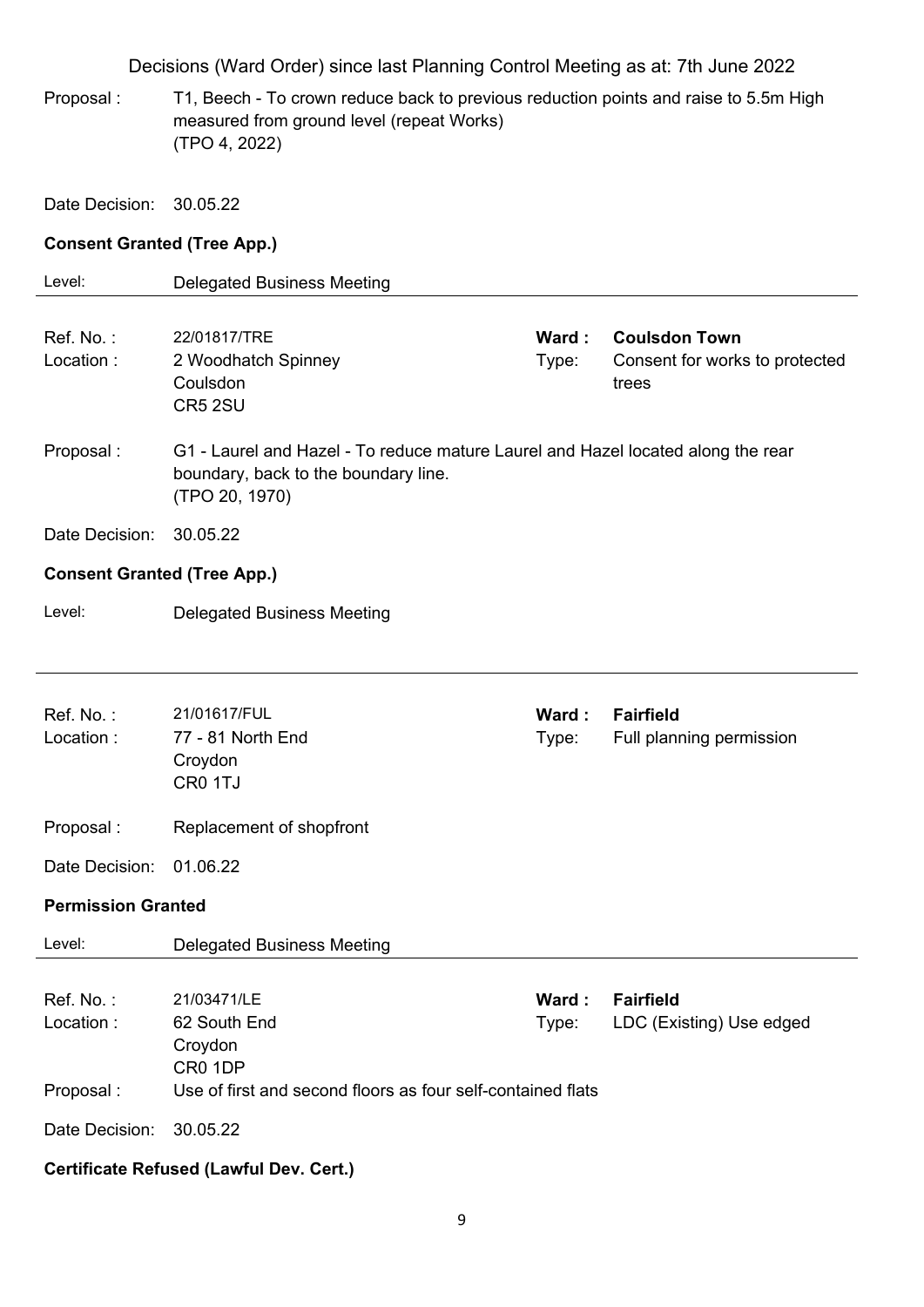Decisions (Ward Order) since last Planning Control Meeting as at: 7th June 2022

Proposal : T1, Beech - To crown reduce back to previous reduction points and raise to 5.5m High measured from ground level (repeat Works)
(TPO 4, 2022)

Date Decision: 30.05.22

**Consent Granted (Tree App.)**

Level: Delegated Business Meeting

---

Ref. No. : 22/01817/TRE
Location : 2 Woodhatch Spinney
Coulsdon
CR5 2SU

**Ward : Coulsdon Town**
Type: Consent for works to protected trees

Proposal : G1 - Laurel and Hazel - To reduce mature Laurel and Hazel located along the rear boundary, back to the boundary line.
(TPO 20, 1970)

Date Decision: 30.05.22

**Consent Granted (Tree App.)**

Level: Delegated Business Meeting

---

Ref. No. : 21/01617/FUL
Location : 77 - 81 North End
Croydon
CR0 1TJ

**Ward : Fairfield**
Type: Full planning permission

Proposal : Replacement of shopfront

Date Decision: 01.06.22

**Permission Granted**

Level: Delegated Business Meeting

---

Ref. No. : 21/03471/LE
Location : 62 South End
Croydon
CR0 1DP

**Ward : Fairfield**
Type: LDC (Existing) Use edged

Proposal : Use of first and second floors as four self-contained flats

Date Decision: 30.05.22

**Certificate Refused (Lawful Dev. Cert.)**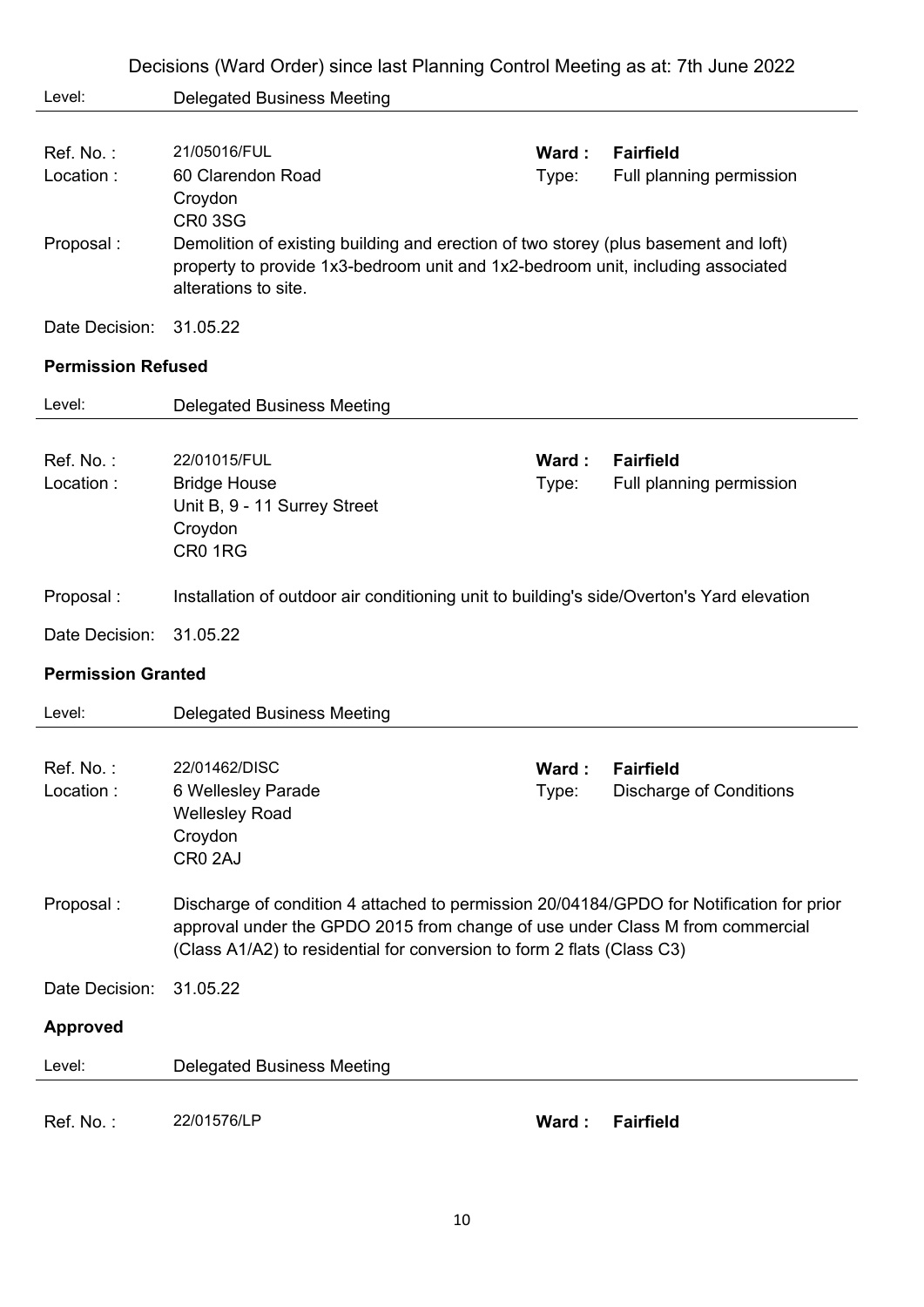Decisions (Ward Order) since last Planning Control Meeting as at: 7th June 2022

Level: Delegated Business Meeting

---

Ref. No. : 21/05016/FUL
**Ward : Fairfield**

Location : 60 Clarendon Road
Croydon
CR0 3SG
Type: Full planning permission

Proposal : Demolition of existing building and erection of two storey (plus basement and loft) property to provide 1x3-bedroom unit and 1x2-bedroom unit, including associated alterations to site.

Date Decision: 31.05.22

**Permission Refused**

Level: Delegated Business Meeting

---

Ref. No. : 22/01015/FUL
**Ward : Fairfield**

Location : Bridge House
Unit B, 9 - 11 Surrey Street
Croydon
CR0 1RG
Type: Full planning permission

Proposal : Installation of outdoor air conditioning unit to building's side/Overton's Yard elevation

Date Decision: 31.05.22

**Permission Granted**

Level: Delegated Business Meeting

---

Ref. No. : 22/01462/DISC
**Ward : Fairfield**

Location : 6 Wellesley Parade
Wellesley Road
Croydon
CR0 2AJ
Type: Discharge of Conditions

Proposal : Discharge of condition 4 attached to permission 20/04184/GPDO for Notification for prior approval under the GPDO 2015 from change of use under Class M from commercial (Class A1/A2) to residential for conversion to form 2 flats (Class C3)

Date Decision: 31.05.22

**Approved**

Level: Delegated Business Meeting

---

Ref. No. : 22/01576/LP
**Ward : Fairfield**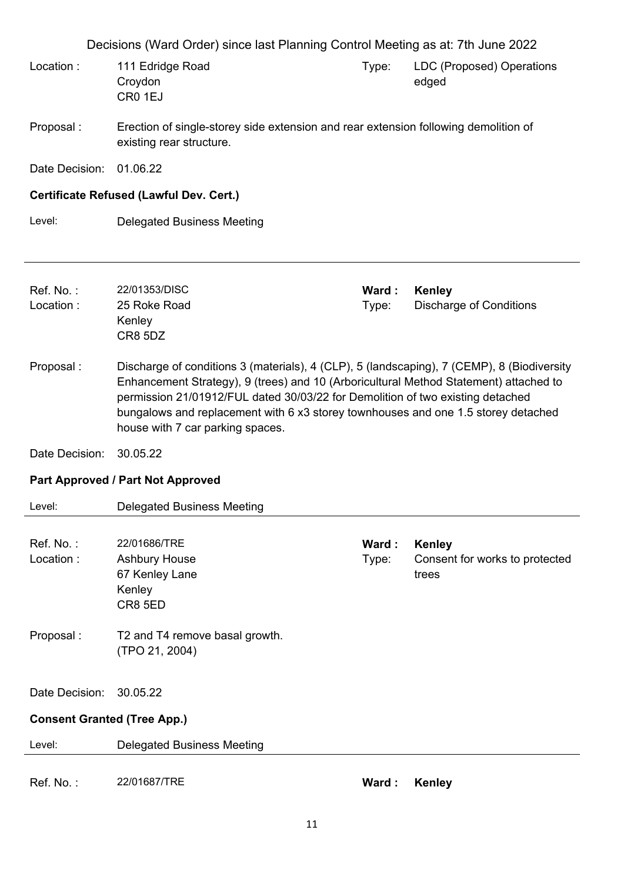Decisions (Ward Order) since last Planning Control Meeting as at: 7th June 2022

Location : 111 Edridge Road
Croydon
CR0 1EJ

Type: LDC (Proposed) Operations edged

Proposal : Erection of single-storey side extension and rear extension following demolition of existing rear structure.

Date Decision: 01.06.22

**Certificate Refused (Lawful Dev. Cert.)**

Level: Delegated Business Meeting

---

Ref. No. : 22/01353/DISC

**Ward : Kenley**

Location : 25 Roke Road
Kenley
CR8 5DZ

Type: Discharge of Conditions

Proposal : Discharge of conditions 3 (materials), 4 (CLP), 5 (landscaping), 7 (CEMP), 8 (Biodiversity Enhancement Strategy), 9 (trees) and 10 (Arboricultural Method Statement) attached to permission 21/01912/FUL dated 30/03/22 for Demolition of two existing detached bungalows and replacement with 6 x3 storey townhouses and one 1.5 storey detached house with 7 car parking spaces.

Date Decision: 30.05.22

**Part Approved / Part Not Approved**

Level: Delegated Business Meeting

---

Ref. No. : 22/01686/TRE

**Ward : Kenley**

Location : Ashbury House
67 Kenley Lane
Kenley
CR8 5ED

Type: Consent for works to protected trees

Proposal : T2 and T4 remove basal growth.
(TPO 21, 2004)

Date Decision: 30.05.22

**Consent Granted (Tree App.)**

Level: Delegated Business Meeting

---

Ref. No. : 22/01687/TRE

**Ward : Kenley**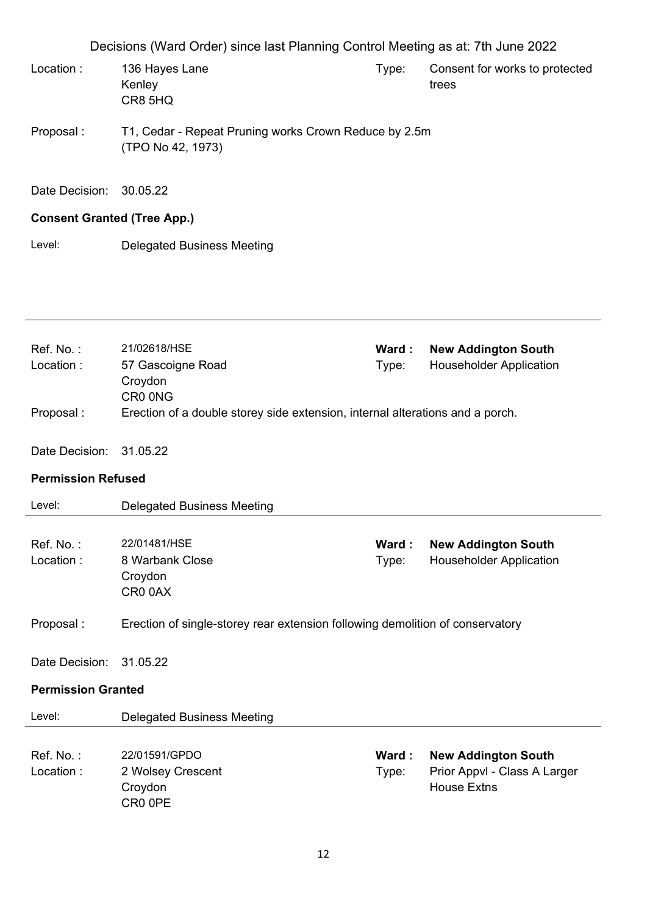Location : 136 Hayes Lane
Kenley
CR8 5HQ

Type: Consent for works to protected trees

Proposal : T1, Cedar - Repeat Pruning works Crown Reduce by 2.5m (TPO No 42, 1973)

Date Decision: 30.05.22

**Consent Granted (Tree App.)**

Level: Delegated Business Meeting

---

Ref. No. : 21/02618/HSE
Ward : **New Addington South**
Location : 57 Gascoigne Road
Croydon
CR0 0NG
Type: Householder Application

Proposal : Erection of a double storey side extension, internal alterations and a porch.

Date Decision: 31.05.22

**Permission Refused**

Level: Delegated Business Meeting

---

Ref. No. : 22/01481/HSE
Ward : **New Addington South**
Location : 8 Warbank Close
Croydon
CR0 0AX
Type: Householder Application

Proposal : Erection of single-storey rear extension following demolition of conservatory

Date Decision: 31.05.22

**Permission Granted**

Level: Delegated Business Meeting

---

Ref. No. : 22/01591/GPDO
Ward : **New Addington South**
Location : 2 Wolsey Crescent
Croydon
CR0 0PE
Type: Prior Appvl - Class A Larger House Extns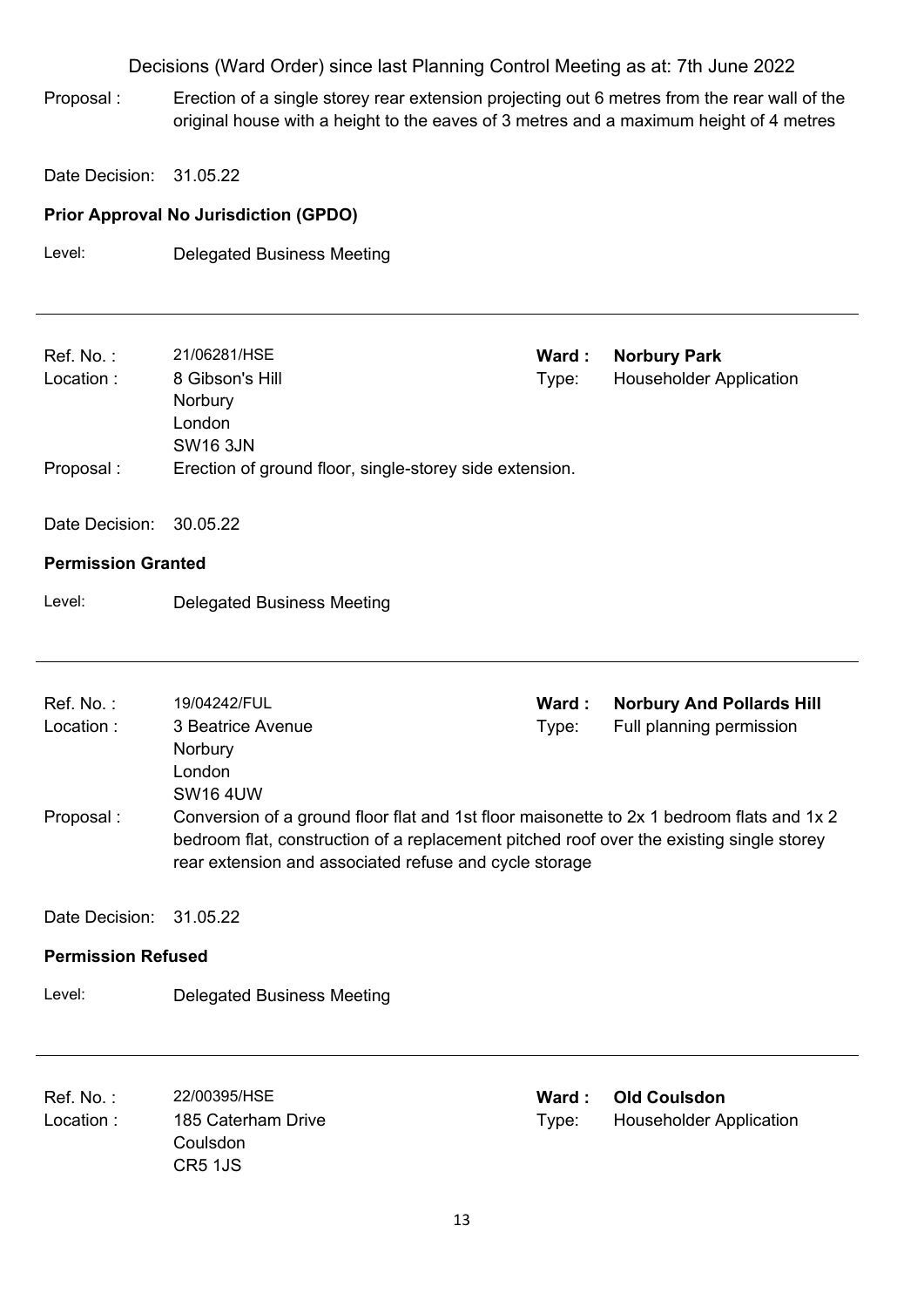Proposal : Erection of a single storey rear extension projecting out 6 metres from the rear wall of the original house with a height to the eaves of 3 metres and a maximum height of 4 metres

Date Decision: 31.05.22

**Prior Approval No Jurisdiction (GPDO)**

Level: Delegated Business Meeting

---

Ref. No. : 21/06281/HSE | **Ward : Norbury Park**

Location : 8 Gibson's Hill, Norbury, London, SW16 3JN | Type: Householder Application

Proposal : Erection of ground floor, single-storey side extension.

Date Decision: 30.05.22

**Permission Granted**

Level: Delegated Business Meeting

---

Ref. No. : 19/04242/FUL | **Ward : Norbury And Pollards Hill**

Location : 3 Beatrice Avenue, Norbury, London, SW16 4UW | Type: Full planning permission

Proposal : Conversion of a ground floor flat and 1st floor maisonette to 2x 1 bedroom flats and 1x 2 bedroom flat, construction of a replacement pitched roof over the existing single storey rear extension and associated refuse and cycle storage

Date Decision: 31.05.22

**Permission Refused**

Level: Delegated Business Meeting

---

Ref. No. : 22/00395/HSE | **Ward : Old Coulsdon**

Location : 185 Caterham Drive, Coulsdon, CR5 1JS | Type: Householder Application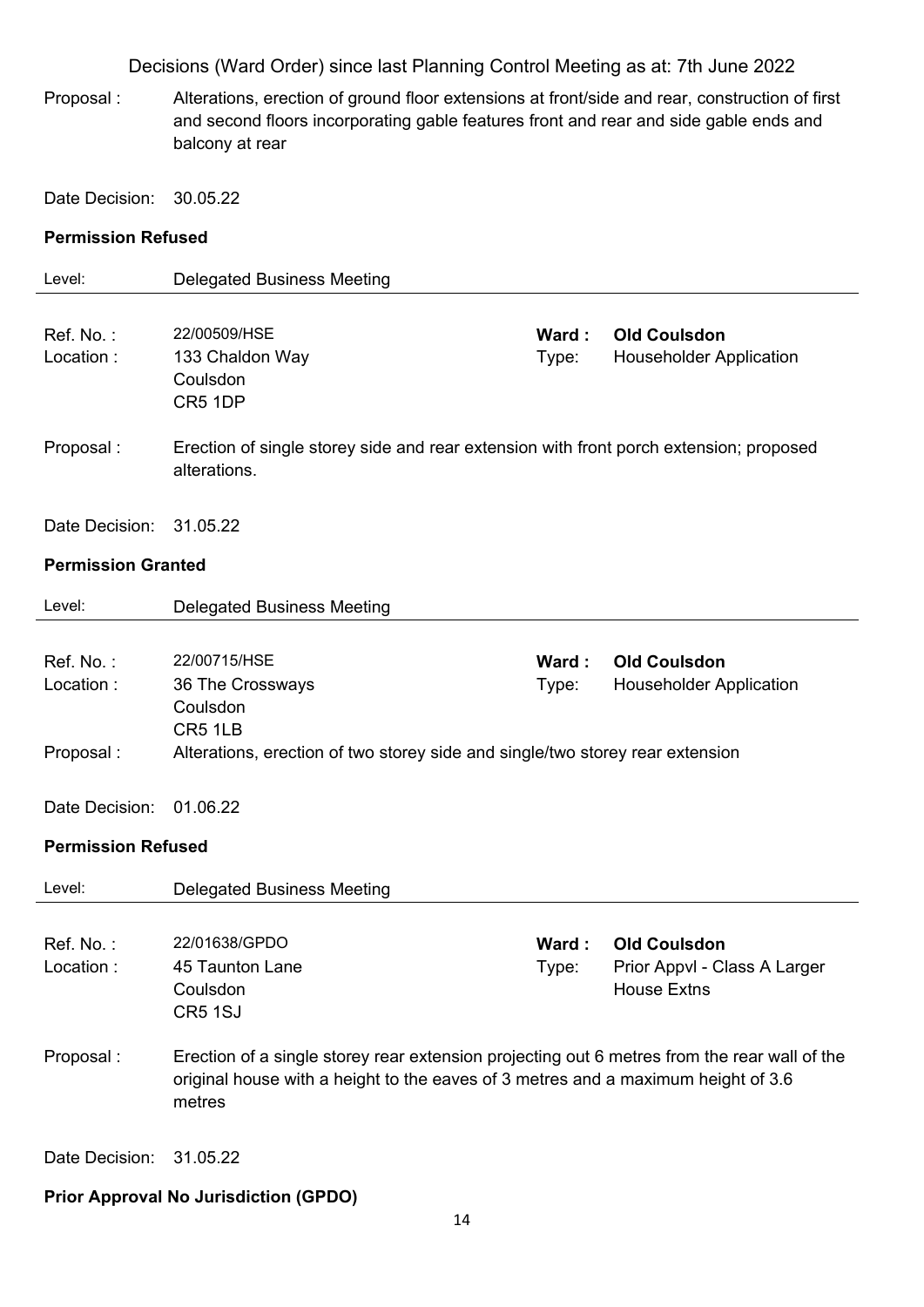Decisions (Ward Order) since last Planning Control Meeting as at: 7th June 2022

Proposal : Alterations, erection of ground floor extensions at front/side and rear, construction of first and second floors incorporating gable features front and rear and side gable ends and balcony at rear

Date Decision: 30.05.22

**Permission Refused**

Level: Delegated Business Meeting

---

Ref. No. : 22/00509/HSE | **Ward : Old Coulsdon**
Location : 133 Chaldon Way, Coulsdon, CR5 1DP | Type: Householder Application

Proposal : Erection of single storey side and rear extension with front porch extension; proposed alterations.

Date Decision: 31.05.22

**Permission Granted**

Level: Delegated Business Meeting

---

Ref. No. : 22/00715/HSE | **Ward : Old Coulsdon**
Location : 36 The Crossways, Coulsdon, CR5 1LB | Type: Householder Application

Proposal : Alterations, erection of two storey side and single/two storey rear extension

Date Decision: 01.06.22

**Permission Refused**

Level: Delegated Business Meeting

---

Ref. No. : 22/01638/GPDO | **Ward : Old Coulsdon**
Location : 45 Taunton Lane, Coulsdon, CR5 1SJ | Type: Prior Appvl - Class A Larger House Extns

Proposal : Erection of a single storey rear extension projecting out 6 metres from the rear wall of the original house with a height to the eaves of 3 metres and a maximum height of 3.6 metres

Date Decision: 31.05.22

**Prior Approval No Jurisdiction (GPDO)**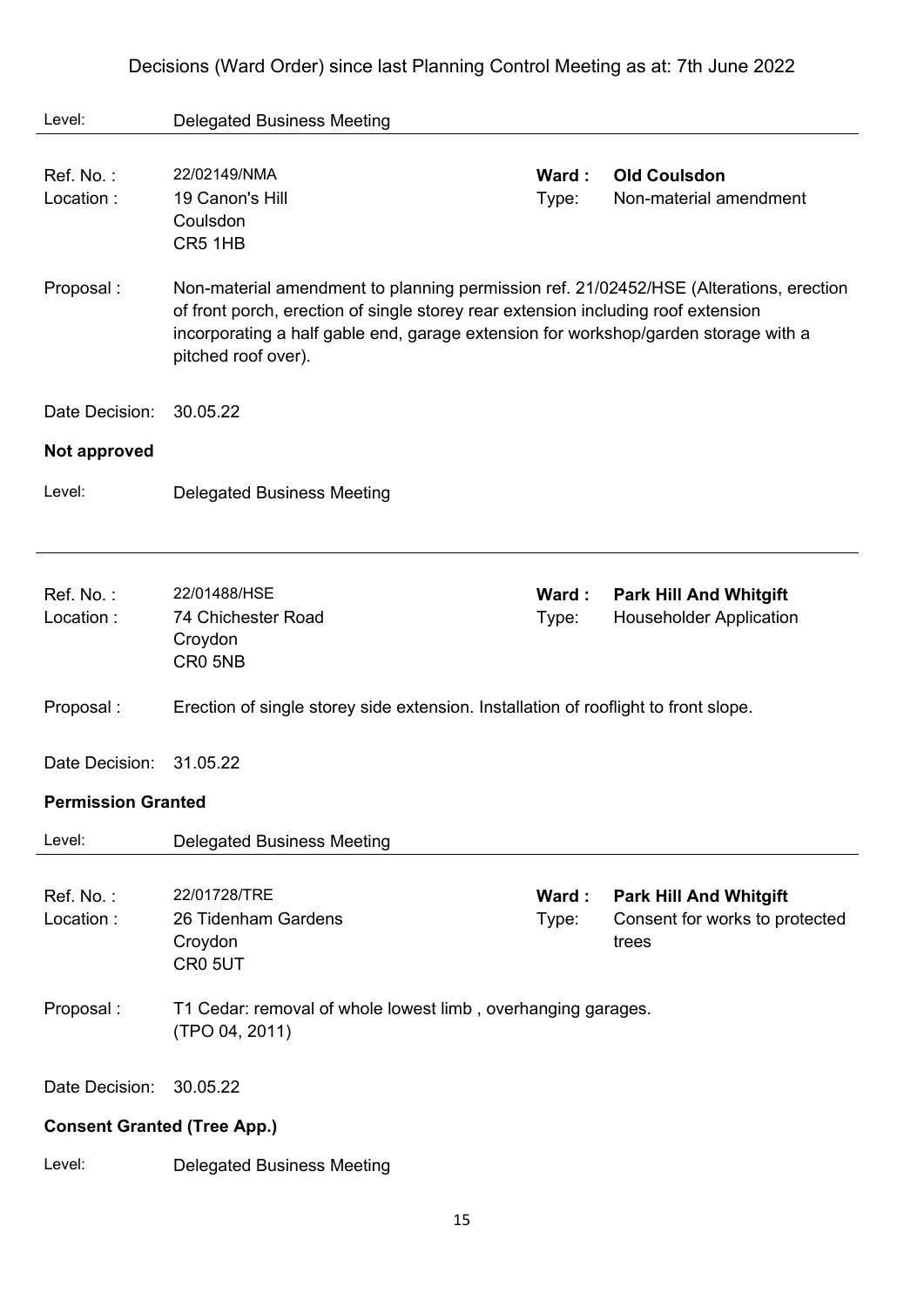Decisions (Ward Order) since last Planning Control Meeting as at: 7th June 2022

Level: Delegated Business Meeting

---

Ref. No. : 22/02149/NMA
Location : 19 Canon's Hill, Coulsdon, CR5 1HB
**Ward :** **Old Coulsdon**
Type: Non-material amendment

Proposal : Non-material amendment to planning permission ref. 21/02452/HSE (Alterations, erection of front porch, erection of single storey rear extension including roof extension incorporating a half gable end, garage extension for workshop/garden storage with a pitched roof over).

Date Decision: 30.05.22

**Not approved**

Level: Delegated Business Meeting

---

Ref. No. : 22/01488/HSE
Location : 74 Chichester Road, Croydon, CR0 5NB
**Ward :** **Park Hill And Whitgift**
Type: Householder Application

Proposal : Erection of single storey side extension. Installation of rooflight to front slope.

Date Decision: 31.05.22

**Permission Granted**

Level: Delegated Business Meeting

---

Ref. No. : 22/01728/TRE
Location : 26 Tidenham Gardens, Croydon, CR0 5UT
**Ward :** **Park Hill And Whitgift**
Type: Consent for works to protected trees

Proposal : T1 Cedar: removal of whole lowest limb , overhanging garages. (TPO 04, 2011)

Date Decision: 30.05.22

**Consent Granted (Tree App.)**

Level: Delegated Business Meeting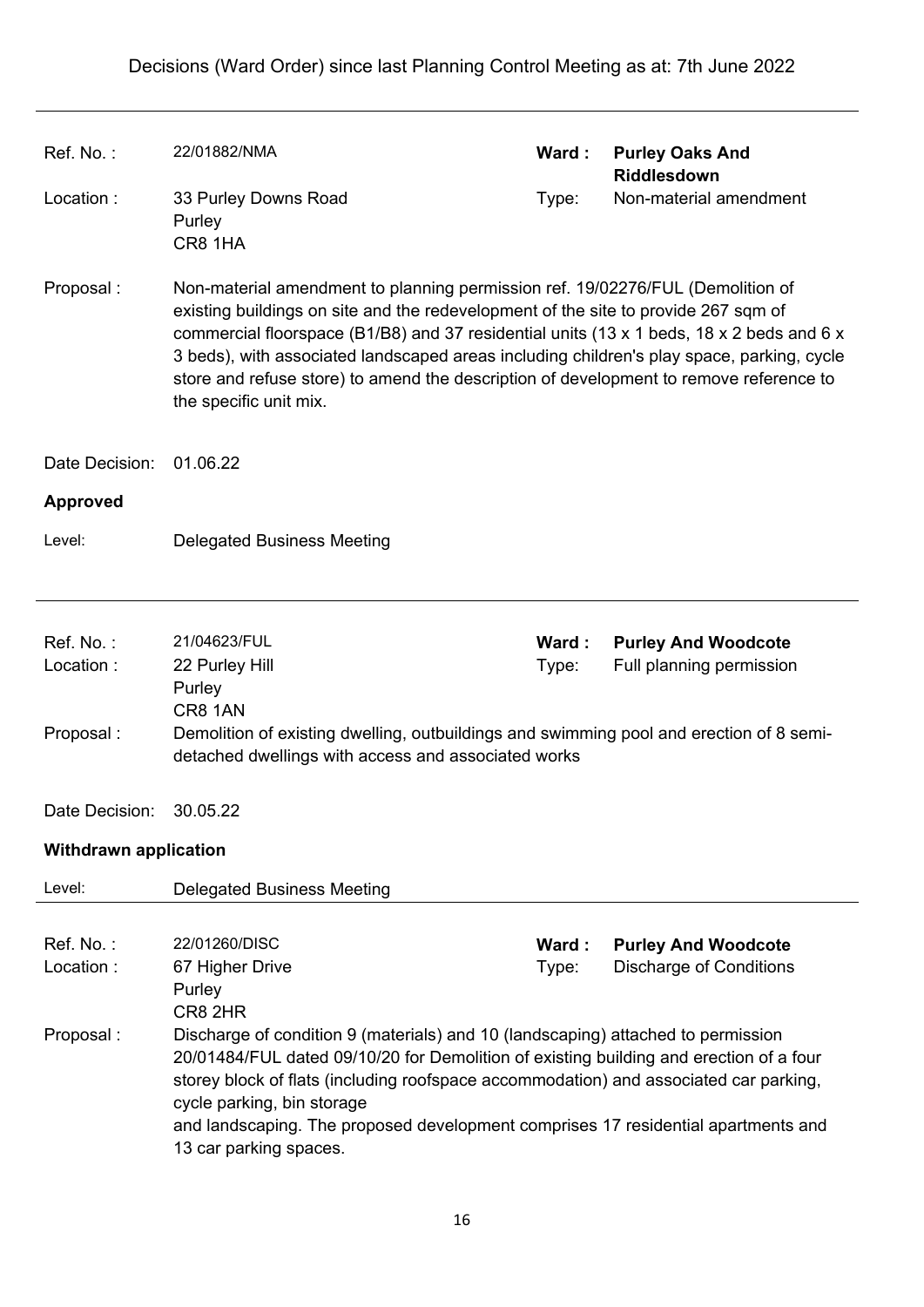Decisions (Ward Order) since last Planning Control Meeting as at: 7th June 2022

---

Ref. No. : 22/01882/NMA
**Ward : Purley Oaks And Riddlesdown**

Location : 33 Purley Downs Road
Purley
CR8 1HA

Type: Non-material amendment

Proposal : Non-material amendment to planning permission ref. 19/02276/FUL (Demolition of existing buildings on site and the redevelopment of the site to provide 267 sqm of commercial floorspace (B1/B8) and 37 residential units (13 x 1 beds, 18 x 2 beds and 6 x 3 beds), with associated landscaped areas including children's play space, parking, cycle store and refuse store) to amend the description of development to remove reference to the specific unit mix.

Date Decision: 01.06.22

**Approved**

Level: Delegated Business Meeting

---

Ref. No. : 21/04623/FUL
**Ward : Purley And Woodcote**

Location : 22 Purley Hill
Purley
CR8 1AN

Type: Full planning permission

Proposal : Demolition of existing dwelling, outbuildings and swimming pool and erection of 8 semi-detached dwellings with access and associated works

Date Decision: 30.05.22

**Withdrawn application**

Level: Delegated Business Meeting

---

Ref. No. : 22/01260/DISC
**Ward : Purley And Woodcote**

Location : 67 Higher Drive
Purley
CR8 2HR

Type: Discharge of Conditions

Proposal : Discharge of condition 9 (materials) and 10 (landscaping) attached to permission 20/01484/FUL dated 09/10/20 for Demolition of existing building and erection of a four storey block of flats (including roofspace accommodation) and associated car parking, cycle parking, bin storage
and landscaping. The proposed development comprises 17 residential apartments and 13 car parking spaces.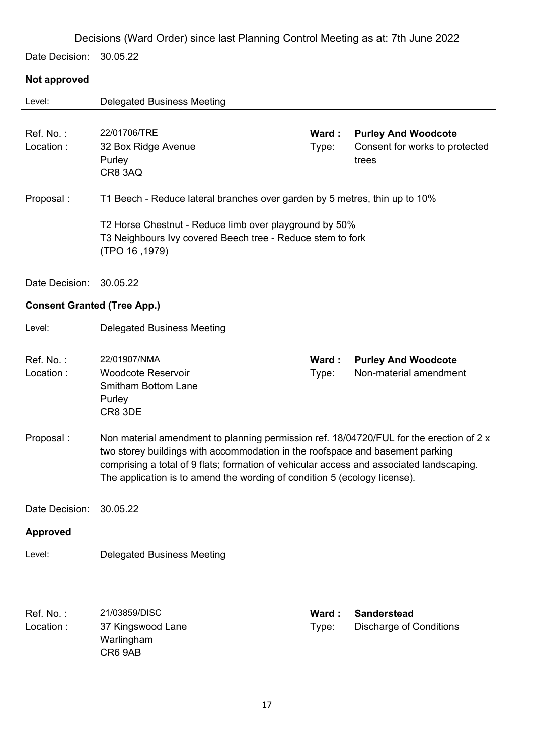Decisions (Ward Order) since last Planning Control Meeting as at: 7th June 2022

Date Decision: 30.05.22

**Not approved**

Level: Delegated Business Meeting

---

Ref. No. : 22/01706/TRE  
Location : 32 Box Ridge Avenue, Purley, CR8 3AQ  
**Ward : Purley And Woodcote**  
Type: Consent for works to protected trees

Proposal : T1 Beech - Reduce lateral branches over garden by 5 metres, thin up to 10%

T2 Horse Chestnut - Reduce limb over playground by 50%  
T3 Neighbours Ivy covered Beech tree - Reduce stem to fork  
(TPO 16 ,1979)

Date Decision: 30.05.22

**Consent Granted (Tree App.)**

Level: Delegated Business Meeting

---

Ref. No. : 22/01907/NMA  
Location : Woodcote Reservoir, Smitham Bottom Lane, Purley, CR8 3DE  
**Ward : Purley And Woodcote**  
Type: Non-material amendment

Proposal : Non material amendment to planning permission ref. 18/04720/FUL for the erection of 2 x two storey buildings with accommodation in the roofspace and basement parking comprising a total of 9 flats; formation of vehicular access and associated landscaping. The application is to amend the wording of condition 5 (ecology license).

Date Decision: 30.05.22

**Approved**

Level: Delegated Business Meeting

---

Ref. No. : 21/03859/DISC  
Location : 37 Kingswood Lane, Warlingham, CR6 9AB  
**Ward : Sanderstead**  
Type: Discharge of Conditions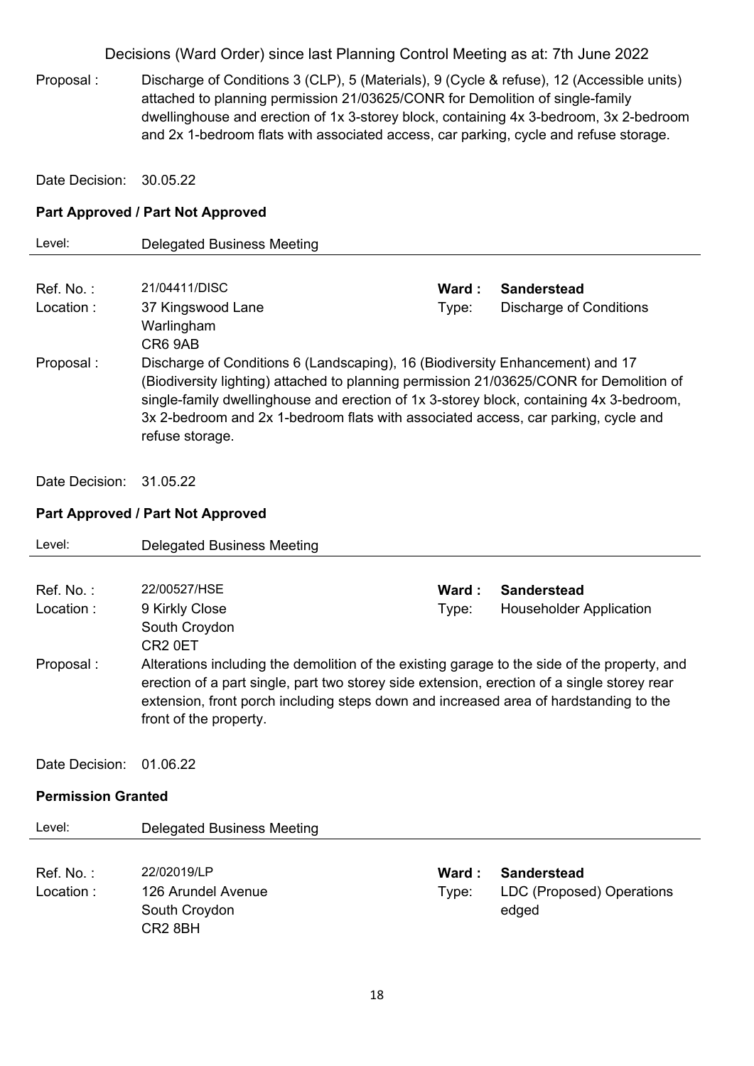Decisions (Ward Order) since last Planning Control Meeting as at: 7th June 2022

Proposal : Discharge of Conditions 3 (CLP), 5 (Materials), 9 (Cycle & refuse), 12 (Accessible units) attached to planning permission 21/03625/CONR for Demolition of single-family dwellinghouse and erection of 1x 3-storey block, containing 4x 3-bedroom, 3x 2-bedroom and 2x 1-bedroom flats with associated access, car parking, cycle and refuse storage.

Date Decision: 30.05.22

**Part Approved / Part Not Approved**

Level: Delegated Business Meeting

---

Ref. No. : 21/04411/DISC — **Ward : Sanderstead**

Location : 37 Kingswood Lane, Warlingham, CR6 9AB — Type: Discharge of Conditions

Proposal : Discharge of Conditions 6 (Landscaping), 16 (Biodiversity Enhancement) and 17 (Biodiversity lighting) attached to planning permission 21/03625/CONR for Demolition of single-family dwellinghouse and erection of 1x 3-storey block, containing 4x 3-bedroom, 3x 2-bedroom and 2x 1-bedroom flats with associated access, car parking, cycle and refuse storage.

Date Decision: 31.05.22

**Part Approved / Part Not Approved**

Level: Delegated Business Meeting

---

Ref. No. : 22/00527/HSE — **Ward : Sanderstead**

Location : 9 Kirkly Close, South Croydon, CR2 0ET — Type: Householder Application

Proposal : Alterations including the demolition of the existing garage to the side of the property, and erection of a part single, part two storey side extension, erection of a single storey rear extension, front porch including steps down and increased area of hardstanding to the front of the property.

Date Decision: 01.06.22

**Permission Granted**

Level: Delegated Business Meeting

---

Ref. No. : 22/02019/LP — **Ward : Sanderstead**

Location : 126 Arundel Avenue, South Croydon, CR2 8BH — Type: LDC (Proposed) Operations edged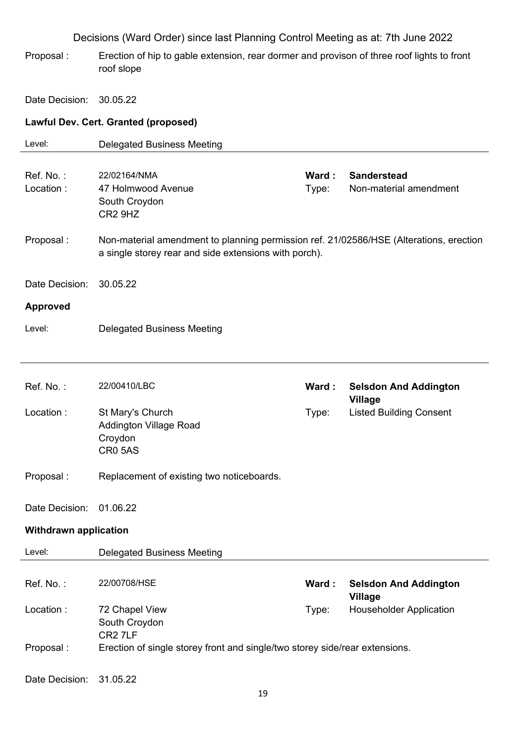Proposal : Erection of hip to gable extension, rear dormer and provison of three roof lights to front roof slope

Date Decision: 30.05.22

**Lawful Dev. Cert. Granted (proposed)**

Level: Delegated Business Meeting

---

Ref. No. : 22/02164/NMA
**Ward : Sanderstead**
Location : 47 Holmwood Avenue, South Croydon, CR2 9HZ
Type: Non-material amendment

Proposal : Non-material amendment to planning permission ref. 21/02586/HSE (Alterations, erection a single storey rear and side extensions with porch).

Date Decision: 30.05.22

**Approved**

Level: Delegated Business Meeting

---

Ref. No. : 22/00410/LBC
**Ward : Selsdon And Addington Village**
Location : St Mary's Church, Addington Village Road, Croydon, CR0 5AS
Type: Listed Building Consent

Proposal : Replacement of existing two noticeboards.

Date Decision: 01.06.22

**Withdrawn application**

Level: Delegated Business Meeting

---

Ref. No. : 22/00708/HSE
**Ward : Selsdon And Addington Village**
Location : 72 Chapel View, South Croydon, CR2 7LF
Type: Householder Application

Proposal : Erection of single storey front and single/two storey side/rear extensions.

Date Decision: 31.05.22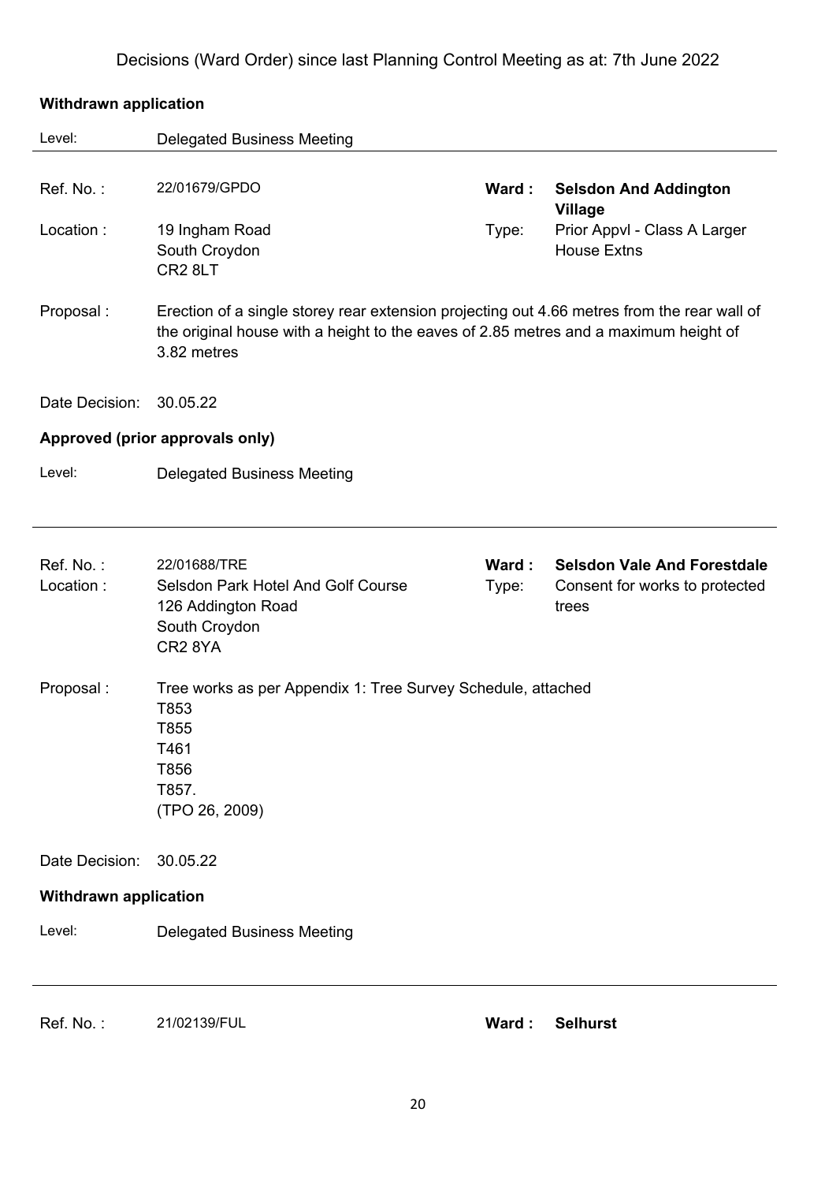Decisions (Ward Order) since last Planning Control Meeting as at: 7th June 2022

**Withdrawn application**

Level: Delegated Business Meeting

Ref. No. : 22/01679/GPDO
**Ward : Selsdon And Addington Village**
Location : 19 Ingham Road, South Croydon, CR2 8LT
Type: Prior Appvl - Class A Larger House Extns

Proposal : Erection of a single storey rear extension projecting out 4.66 metres from the rear wall of the original house with a height to the eaves of 2.85 metres and a maximum height of 3.82 metres

Date Decision: 30.05.22

**Approved (prior approvals only)**

Level: Delegated Business Meeting

Ref. No. : 22/01688/TRE
**Ward : Selsdon Vale And Forestdale**
Location : Selsdon Park Hotel And Golf Course, 126 Addington Road, South Croydon, CR2 8YA
Type: Consent for works to protected trees

Proposal : Tree works as per Appendix 1: Tree Survey Schedule, attached
T853
T855
T461
T856
T857.
(TPO 26, 2009)

Date Decision: 30.05.22

**Withdrawn application**

Level: Delegated Business Meeting

Ref. No. : 21/02139/FUL
**Ward : Selhurst**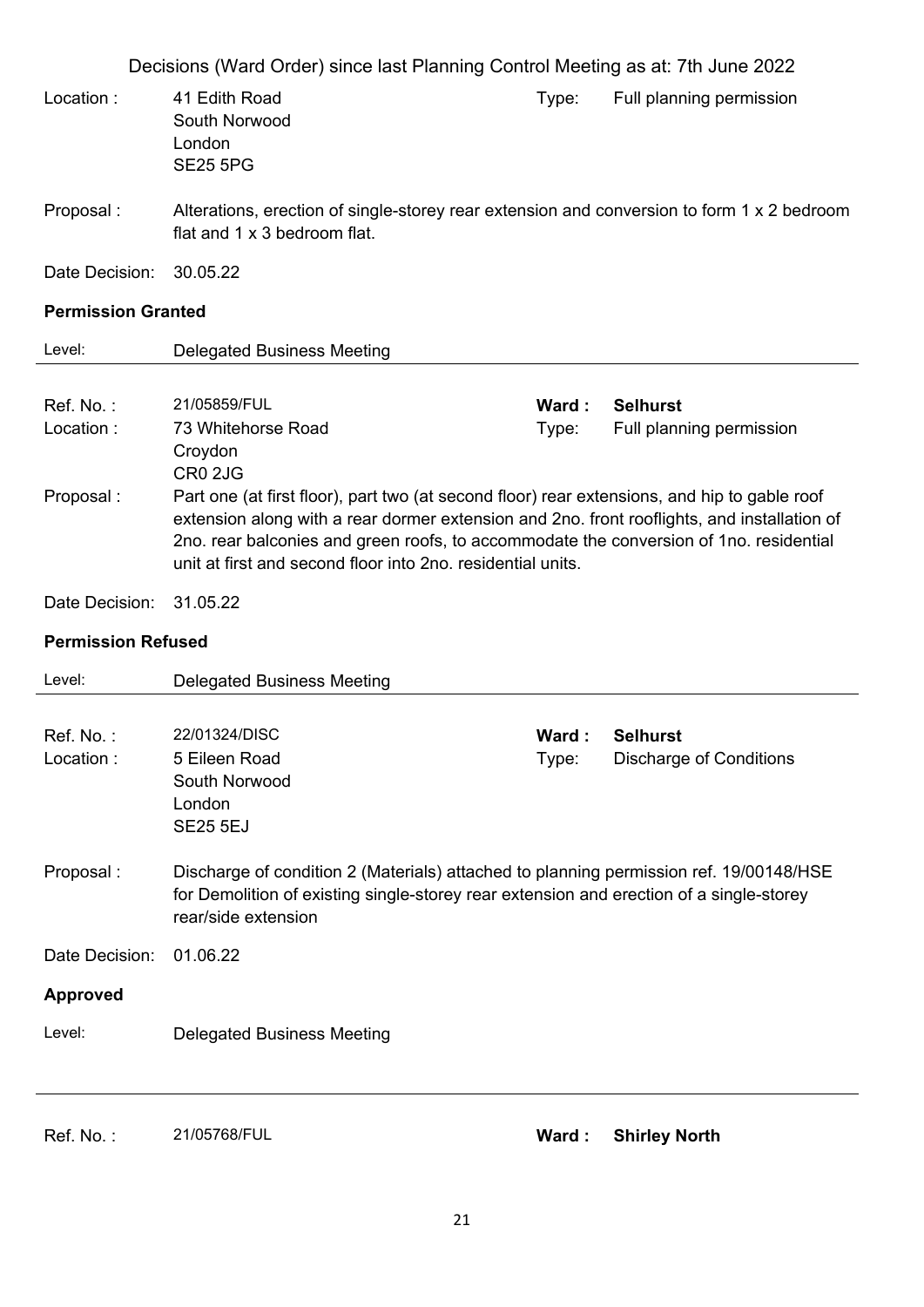Decisions (Ward Order) since last Planning Control Meeting as at: 7th June 2022

Location : 41 Edith Road
South Norwood
London
SE25 5PG

Type: Full planning permission

Proposal : Alterations, erection of single-storey rear extension and conversion to form 1 x 2 bedroom flat and 1 x 3 bedroom flat.

Date Decision: 30.05.22

**Permission Granted**

Level: Delegated Business Meeting

---

Ref. No. : 21/05859/FUL

**Ward : Selhurst**

Location : 73 Whitehorse Road
Croydon
CR0 2JG

Type: Full planning permission

Proposal : Part one (at first floor), part two (at second floor) rear extensions, and hip to gable roof extension along with a rear dormer extension and 2no. front rooflights, and installation of 2no. rear balconies and green roofs, to accommodate the conversion of 1no. residential unit at first and second floor into 2no. residential units.

Date Decision: 31.05.22

**Permission Refused**

Level: Delegated Business Meeting

---

Ref. No. : 22/01324/DISC

**Ward : Selhurst**

Location : 5 Eileen Road
South Norwood
London
SE25 5EJ

Type: Discharge of Conditions

Proposal : Discharge of condition 2 (Materials) attached to planning permission ref. 19/00148/HSE for Demolition of existing single-storey rear extension and erection of a single-storey rear/side extension

Date Decision: 01.06.22

**Approved**

Level: Delegated Business Meeting

---

Ref. No. : 21/05768/FUL

**Ward : Shirley North**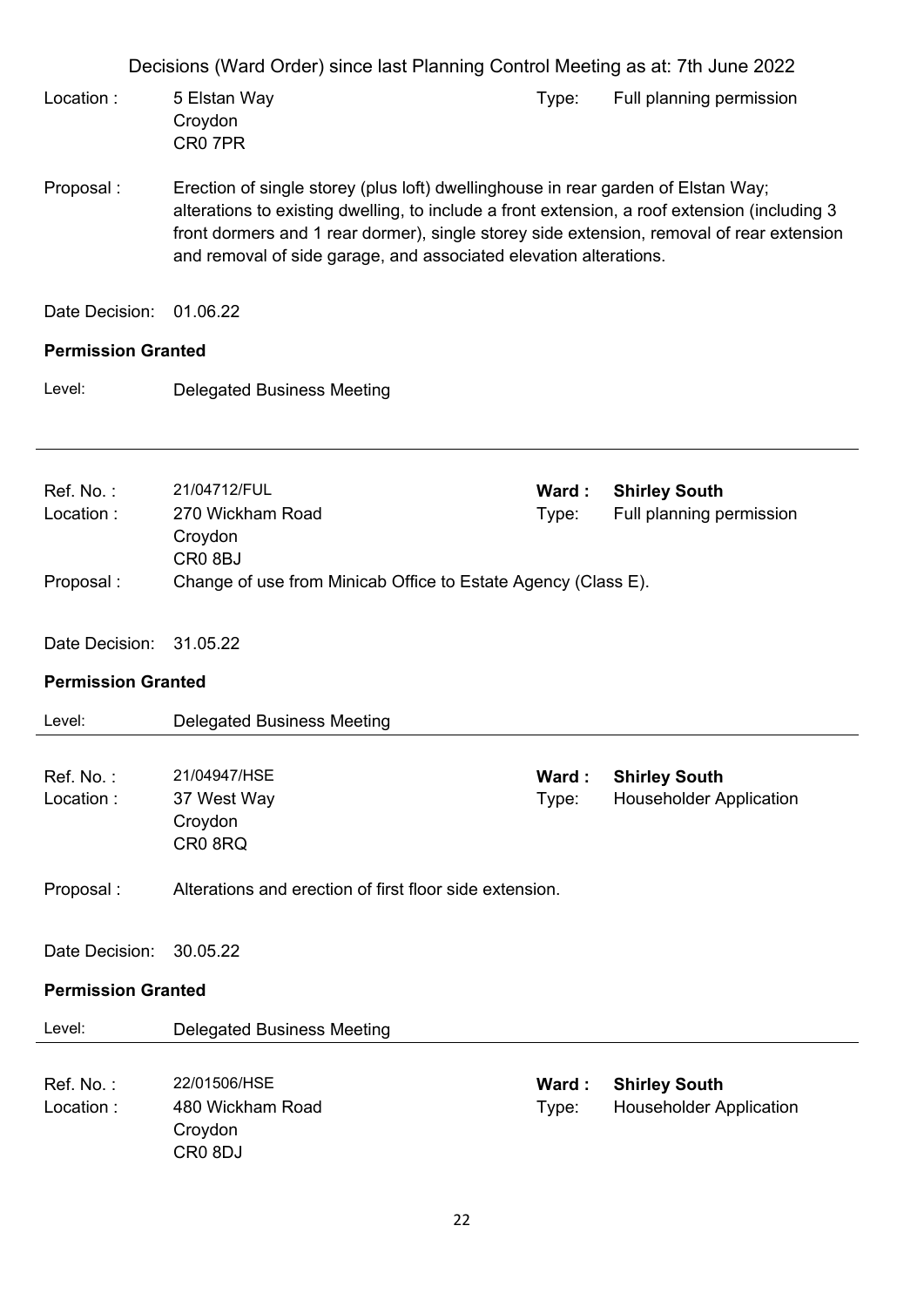Decisions (Ward Order) since last Planning Control Meeting as at: 7th June 2022

Location : 5 Elstan Way
Croydon
CR0 7PR

Type: Full planning permission

Proposal : Erection of single storey (plus loft) dwellinghouse in rear garden of Elstan Way; alterations to existing dwelling, to include a front extension, a roof extension (including 3 front dormers and 1 rear dormer), single storey side extension, removal of rear extension and removal of side garage, and associated elevation alterations.

Date Decision: 01.06.22

**Permission Granted**

Level: Delegated Business Meeting

---

Ref. No. : 21/04712/FUL
**Ward : Shirley South**
Location : 270 Wickham Road
Croydon
CR0 8BJ
Type: Full planning permission

Proposal : Change of use from Minicab Office to Estate Agency (Class E).

Date Decision: 31.05.22

**Permission Granted**

Level: Delegated Business Meeting

---

Ref. No. : 21/04947/HSE
**Ward : Shirley South**
Location : 37 West Way
Croydon
CR0 8RQ
Type: Householder Application

Proposal : Alterations and erection of first floor side extension.

Date Decision: 30.05.22

**Permission Granted**

Level: Delegated Business Meeting

---

Ref. No. : 22/01506/HSE
**Ward : Shirley South**
Location : 480 Wickham Road
Croydon
CR0 8DJ
Type: Householder Application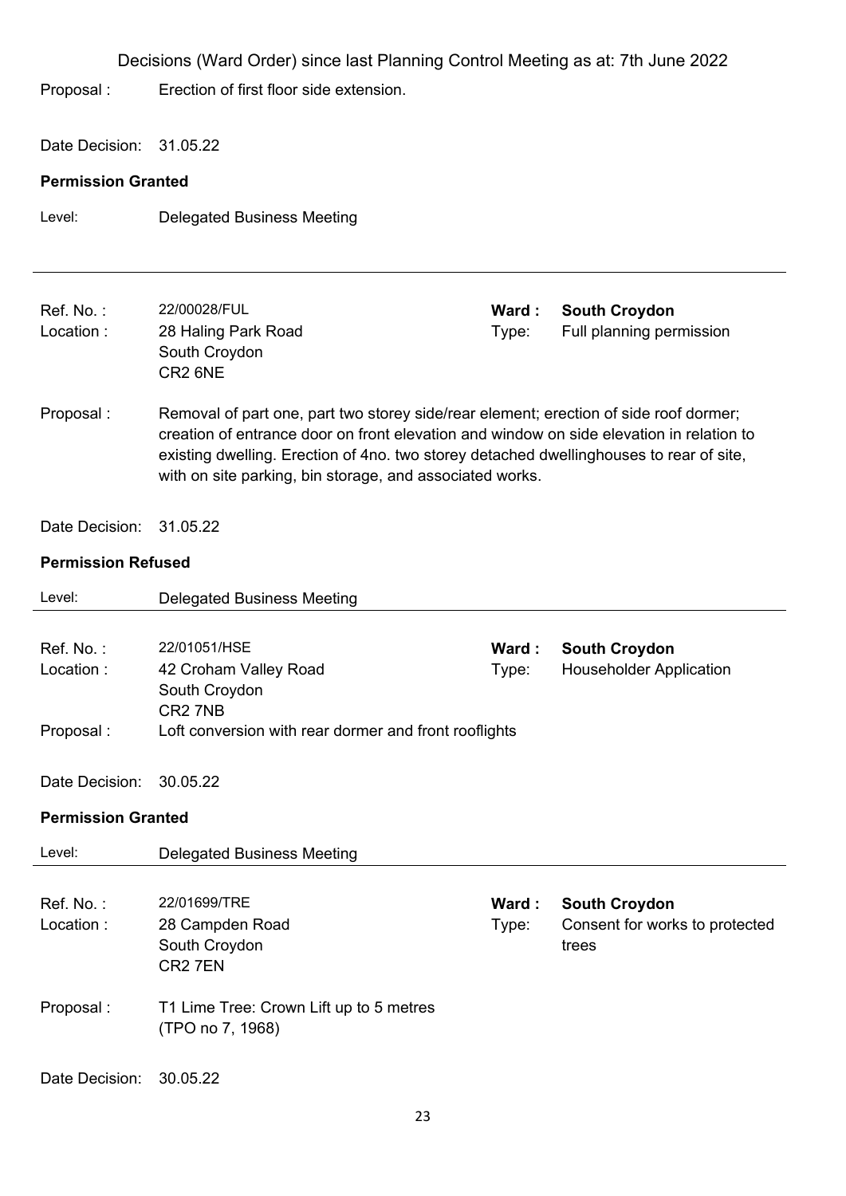Decisions (Ward Order) since last Planning Control Meeting as at: 7th June 2022

Proposal : Erection of first floor side extension.

Date Decision: 31.05.22

**Permission Granted**

Level: Delegated Business Meeting

---

Ref. No. : 22/00028/FUL | **Ward : South Croydon**
Location : 28 Haling Park Road, South Croydon, CR2 6NE | Type: Full planning permission

Proposal : Removal of part one, part two storey side/rear element; erection of side roof dormer; creation of entrance door on front elevation and window on side elevation in relation to existing dwelling. Erection of 4no. two storey detached dwellinghouses to rear of site, with on site parking, bin storage, and associated works.

Date Decision: 31.05.22

**Permission Refused**

Level: Delegated Business Meeting

---

Ref. No. : 22/01051/HSE | **Ward : South Croydon**
Location : 42 Croham Valley Road, South Croydon, CR2 7NB | Type: Householder Application

Proposal : Loft conversion with rear dormer and front rooflights

Date Decision: 30.05.22

**Permission Granted**

Level: Delegated Business Meeting

---

Ref. No. : 22/01699/TRE | **Ward : South Croydon**
Location : 28 Campden Road, South Croydon, CR2 7EN | Type: Consent for works to protected trees

Proposal : T1 Lime Tree: Crown Lift up to 5 metres (TPO no 7, 1968)

Date Decision: 30.05.22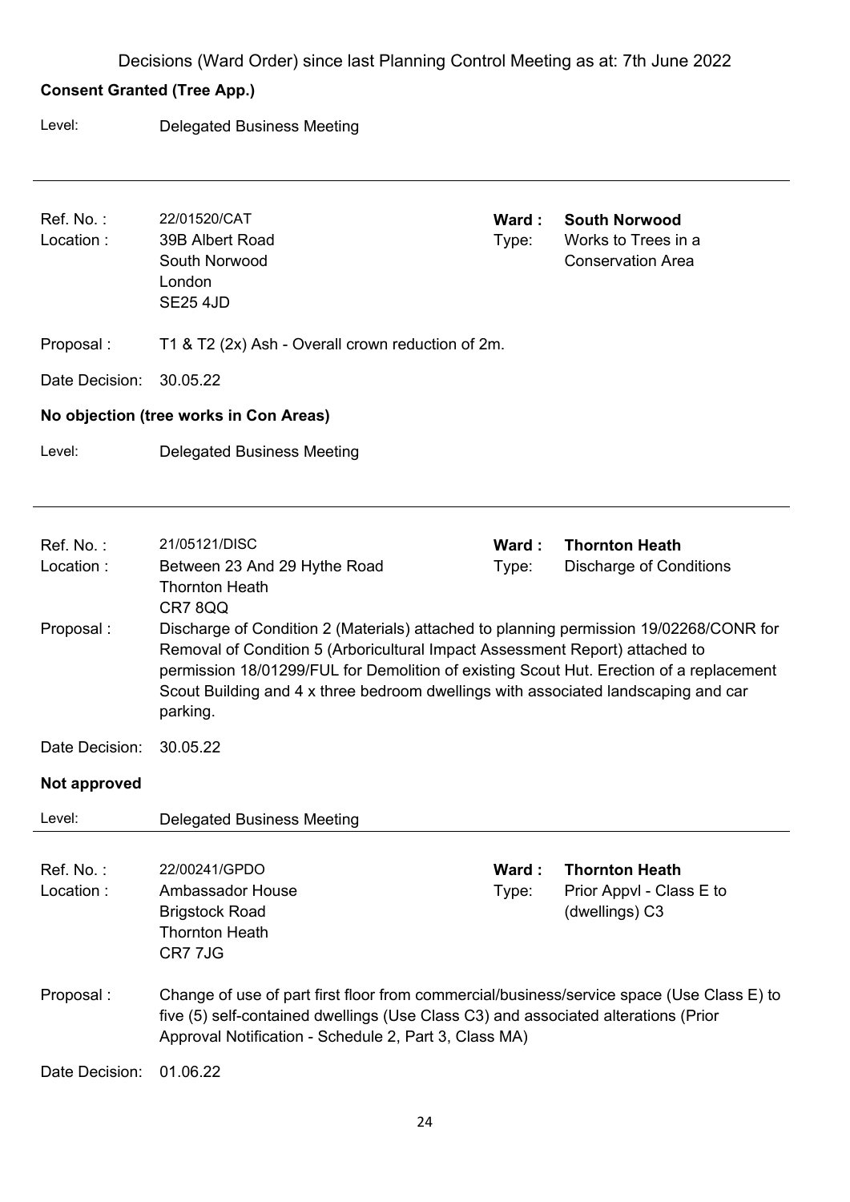Decisions (Ward Order) since last Planning Control Meeting as at: 7th June 2022

**Consent Granted (Tree App.)**

Level: Delegated Business Meeting

---

Ref. No. : 22/01520/CAT
Ward : **South Norwood**
Location : 39B Albert Road, South Norwood, London, SE25 4JD
Type: Works to Trees in a Conservation Area

Proposal : T1 & T2 (2x) Ash - Overall crown reduction of 2m.

Date Decision: 30.05.22

**No objection (tree works in Con Areas)**

Level: Delegated Business Meeting

---

Ref. No. : 21/05121/DISC
Ward : **Thornton Heath**
Location : Between 23 And 29 Hythe Road, Thornton Heath, CR7 8QQ
Type: Discharge of Conditions

Proposal : Discharge of Condition 2 (Materials) attached to planning permission 19/02268/CONR for Removal of Condition 5 (Arboricultural Impact Assessment Report) attached to permission 18/01299/FUL for Demolition of existing Scout Hut. Erection of a replacement Scout Building and 4 x three bedroom dwellings with associated landscaping and car parking.

Date Decision: 30.05.22

**Not approved**

Level: Delegated Business Meeting

---

Ref. No. : 22/00241/GPDO
Ward : **Thornton Heath**
Location : Ambassador House, Brigstock Road, Thornton Heath, CR7 7JG
Type: Prior Appvl - Class E to (dwellings) C3

Proposal : Change of use of part first floor from commercial/business/service space (Use Class E) to five (5) self-contained dwellings (Use Class C3) and associated alterations (Prior Approval Notification - Schedule 2, Part 3, Class MA)

Date Decision: 01.06.22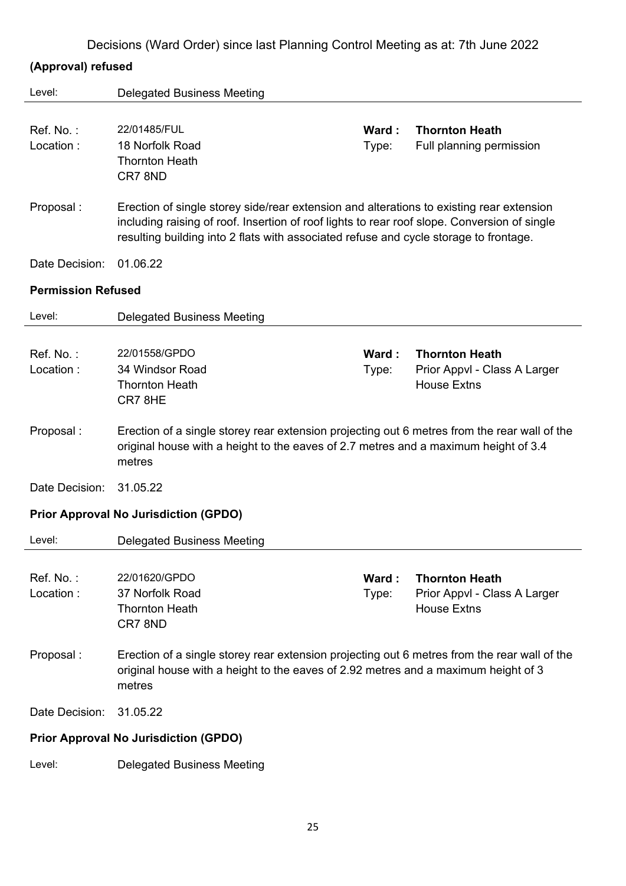Decisions (Ward Order) since last Planning Control Meeting as at: 7th June 2022

### (Approval) refused

Level: Delegated Business Meeting

| | | | |
|---|---|---|---|
| Ref. No. : | 22/01485/FUL | **Ward :** | **Thornton Heath** |
| Location : | 18 Norfolk Road<br>Thornton Heath<br>CR7 8ND | Type: | Full planning permission |

Proposal : Erection of single storey side/rear extension and alterations to existing rear extension including raising of roof. Insertion of roof lights to rear roof slope. Conversion of single resulting building into 2 flats with associated refuse and cycle storage to frontage.

Date Decision: 01.06.22

### Permission Refused

Level: Delegated Business Meeting

| | | | |
|---|---|---|---|
| Ref. No. : | 22/01558/GPDO | **Ward :** | **Thornton Heath** |
| Location : | 34 Windsor Road<br>Thornton Heath<br>CR7 8HE | Type: | Prior Appvl - Class A Larger House Extns |

Proposal : Erection of a single storey rear extension projecting out 6 metres from the rear wall of the original house with a height to the eaves of 2.7 metres and a maximum height of 3.4 metres

Date Decision: 31.05.22

### Prior Approval No Jurisdiction (GPDO)

Level: Delegated Business Meeting

| | | | |
|---|---|---|---|
| Ref. No. : | 22/01620/GPDO | **Ward :** | **Thornton Heath** |
| Location : | 37 Norfolk Road<br>Thornton Heath<br>CR7 8ND | Type: | Prior Appvl - Class A Larger House Extns |

Proposal : Erection of a single storey rear extension projecting out 6 metres from the rear wall of the original house with a height to the eaves of 2.92 metres and a maximum height of 3 metres

Date Decision: 31.05.22

### Prior Approval No Jurisdiction (GPDO)

Level: Delegated Business Meeting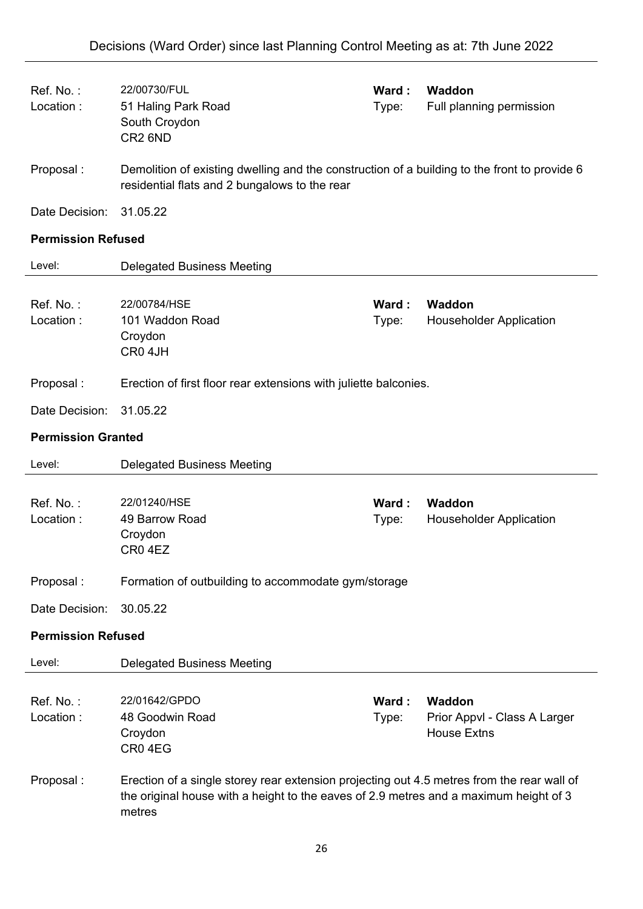| | | | |
|---|---|---|---|
| Ref. No. : | 22/00730/FUL | Ward : | **Waddon** |
| Location : | 51 Haling Park Road<br>South Croydon<br>CR2 6ND | Type: | Full planning permission |

Proposal : Demolition of existing dwelling and the construction of a building to the front to provide 6 residential flats and 2 bungalows to the rear

Date Decision: 31.05.22

**Permission Refused**

Level: Delegated Business Meeting

---

| | | | |
|---|---|---|---|
| Ref. No. : | 22/00784/HSE | Ward : | **Waddon** |
| Location : | 101 Waddon Road<br>Croydon<br>CR0 4JH | Type: | Householder Application |

Proposal : Erection of first floor rear extensions with juliette balconies.

Date Decision: 31.05.22

**Permission Granted**

Level: Delegated Business Meeting

---

| | | | |
|---|---|---|---|
| Ref. No. : | 22/01240/HSE | Ward : | **Waddon** |
| Location : | 49 Barrow Road<br>Croydon<br>CR0 4EZ | Type: | Householder Application |

Proposal : Formation of outbuilding to accommodate gym/storage

Date Decision: 30.05.22

**Permission Refused**

Level: Delegated Business Meeting

---

| | | | |
|---|---|---|---|
| Ref. No. : | 22/01642/GPDO | Ward : | **Waddon** |
| Location : | 48 Goodwin Road<br>Croydon<br>CR0 4EG | Type: | Prior Appvl - Class A Larger House Extns |

Proposal : Erection of a single storey rear extension projecting out 4.5 metres from the rear wall of the original house with a height to the eaves of 2.9 metres and a maximum height of 3 metres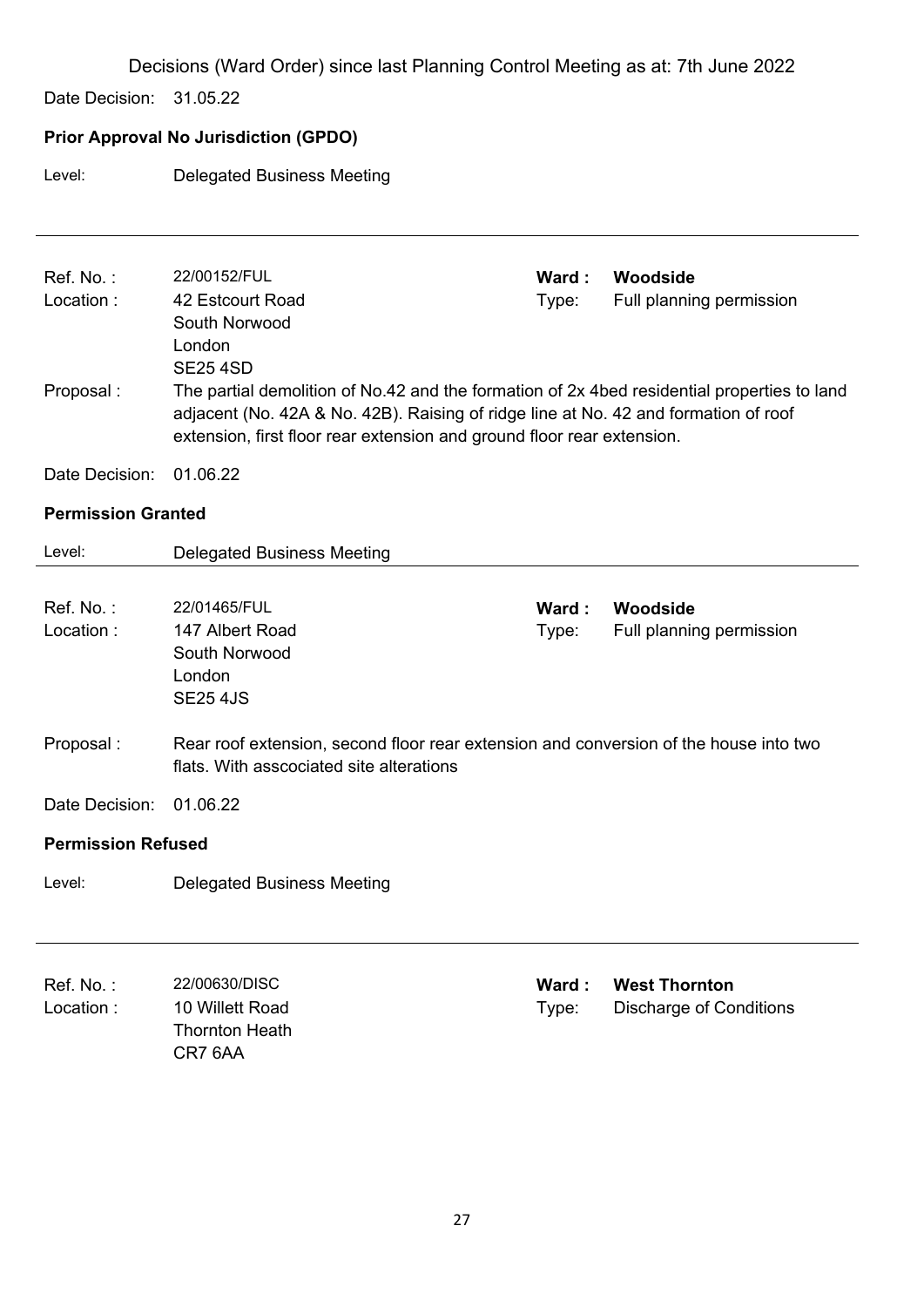Decisions (Ward Order) since last Planning Control Meeting as at: 7th June 2022

Date Decision: 31.05.22

**Prior Approval No Jurisdiction (GPDO)**

Level: Delegated Business Meeting

---

Ref. No. : 22/00152/FUL    **Ward : Woodside**

Location : 42 Estcourt Road, South Norwood, London, SE25 4SD    Type: Full planning permission

Proposal : The partial demolition of No.42 and the formation of 2x 4bed residential properties to land adjacent (No. 42A & No. 42B). Raising of ridge line at No. 42 and formation of roof extension, first floor rear extension and ground floor rear extension.

Date Decision: 01.06.22

**Permission Granted**

Level: Delegated Business Meeting

---

Ref. No. : 22/01465/FUL    **Ward : Woodside**

Location : 147 Albert Road, South Norwood, London, SE25 4JS    Type: Full planning permission

Proposal : Rear roof extension, second floor rear extension and conversion of the house into two flats. With asscociated site alterations

Date Decision: 01.06.22

**Permission Refused**

Level: Delegated Business Meeting

---

Ref. No. : 22/00630/DISC    **Ward : West Thornton**

Location : 10 Willett Road, Thornton Heath, CR7 6AA    Type: Discharge of Conditions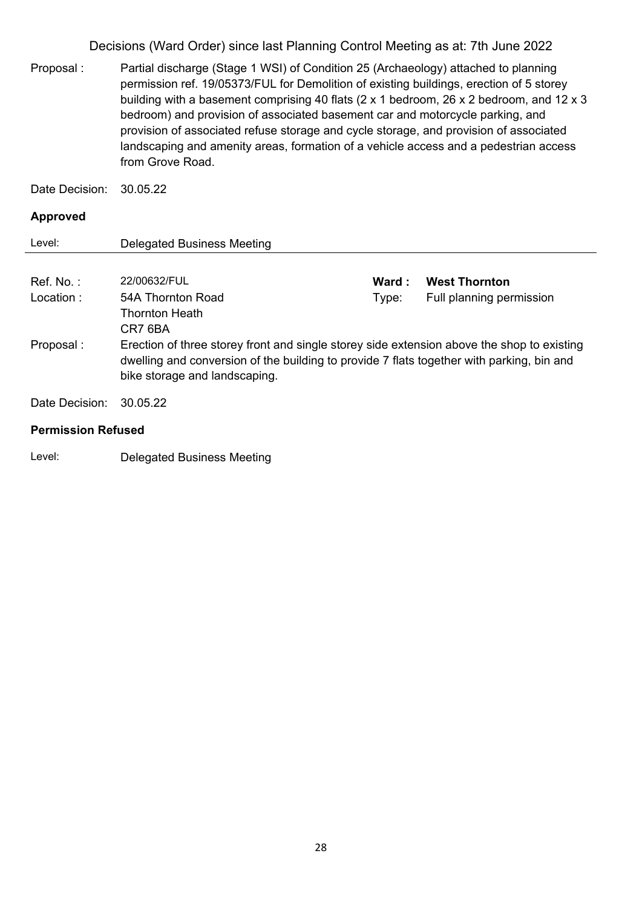Proposal : Partial discharge (Stage 1 WSI) of Condition 25 (Archaeology) attached to planning permission ref. 19/05373/FUL for Demolition of existing buildings, erection of 5 storey building with a basement comprising 40 flats (2 x 1 bedroom, 26 x 2 bedroom, and 12 x 3 bedroom) and provision of associated basement car and motorcycle parking, and provision of associated refuse storage and cycle storage, and provision of associated landscaping and amenity areas, formation of a vehicle access and a pedestrian access from Grove Road.

Date Decision: 30.05.22

**Approved**

Level: Delegated Business Meeting

---

Ref. No. : 22/00632/FUL **Ward : West Thornton**

Location : 54A Thornton Road, Thornton Heath, CR7 6BA Type: Full planning permission

Proposal : Erection of three storey front and single storey side extension above the shop to existing dwelling and conversion of the building to provide 7 flats together with parking, bin and bike storage and landscaping.

Date Decision: 30.05.22

**Permission Refused**

Level: Delegated Business Meeting